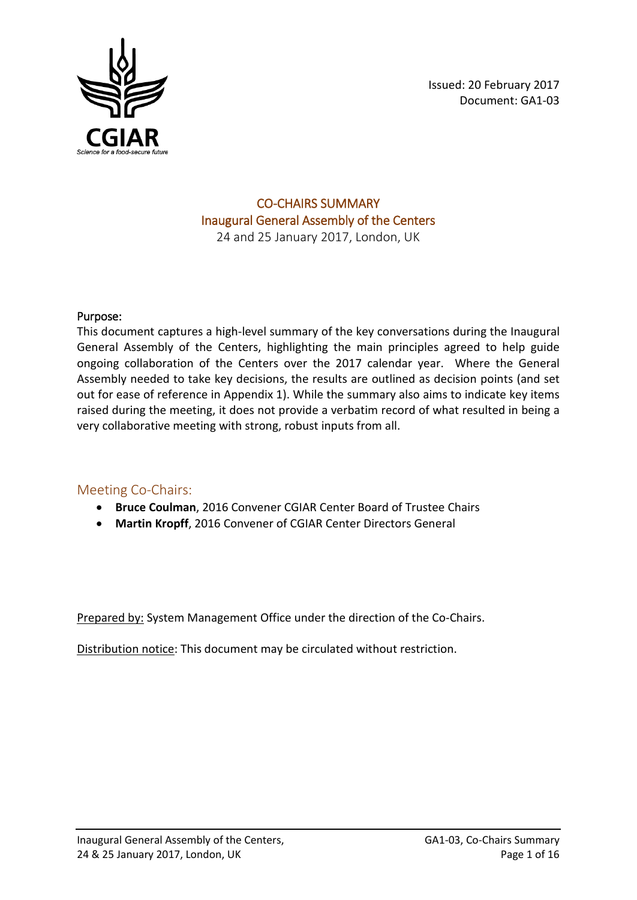Issued: 20 February 2017
Document: GA1-03

# CO-CHAIRS SUMMARY
## Inaugural General Assembly of the Centers
24 and 25 January 2017, London, UK

**Purpose:**
This document captures a high-level summary of the key conversations during the Inaugural General Assembly of the Centers, highlighting the main principles agreed to help guide ongoing collaboration of the Centers over the 2017 calendar year. Where the General Assembly needed to take key decisions, the results are outlined as decision points (and set out for ease of reference in Appendix 1). While the summary also aims to indicate key items raised during the meeting, it does not provide a verbatim record of what resulted in being a very collaborative meeting with strong, robust inputs from all.

## Meeting Co-Chairs:

- **Bruce Coulman**, 2016 Convener CGIAR Center Board of Trustee Chairs
- **Martin Kropff**, 2016 Convener of CGIAR Center Directors General

Prepared by: System Management Office under the direction of the Co-Chairs.

Distribution notice: This document may be circulated without restriction.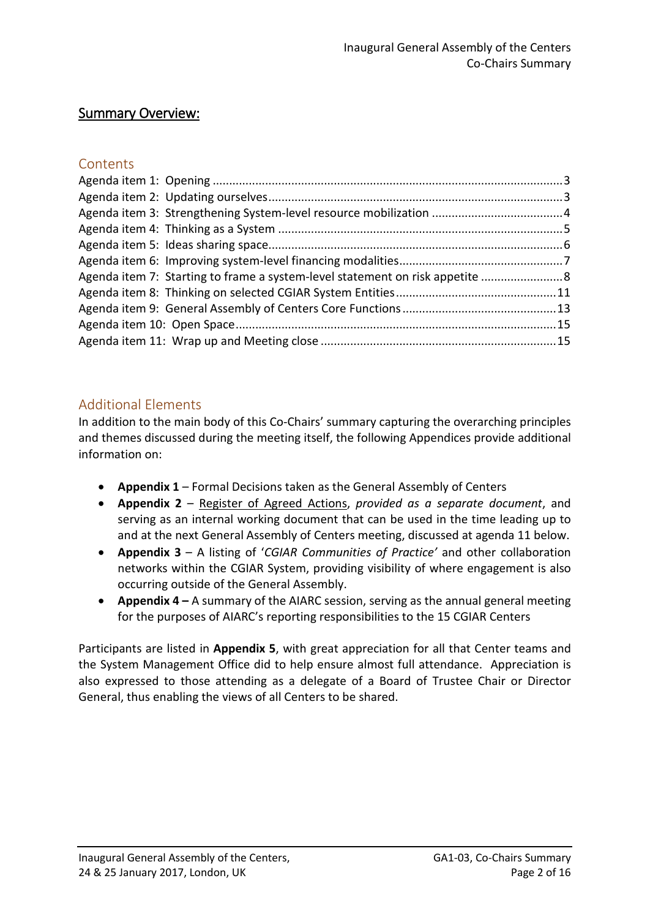# Summary Overview:

## Contents

Agenda item 1: Opening ..... 3
Agenda item 2: Updating ourselves ..... 3
Agenda item 3: Strengthening System-level resource mobilization ..... 4
Agenda item 4: Thinking as a System ..... 5
Agenda item 5: Ideas sharing space ..... 6
Agenda item 6: Improving system-level financing modalities ..... 7
Agenda item 7: Starting to frame a system-level statement on risk appetite ..... 8
Agenda item 8: Thinking on selected CGIAR System Entities ..... 11
Agenda item 9: General Assembly of Centers Core Functions ..... 13
Agenda item 10: Open Space ..... 15
Agenda item 11: Wrap up and Meeting close ..... 15

## Additional Elements

In addition to the main body of this Co-Chairs' summary capturing the overarching principles and themes discussed during the meeting itself, the following Appendices provide additional information on:

- **Appendix 1** – Formal Decisions taken as the General Assembly of Centers
- **Appendix 2** – Register of Agreed Actions, *provided as a separate document*, and serving as an internal working document that can be used in the time leading up to and at the next General Assembly of Centers meeting, discussed at agenda 11 below.
- **Appendix 3** – A listing of '*CGIAR Communities of Practice'* and other collaboration networks within the CGIAR System, providing visibility of where engagement is also occurring outside of the General Assembly.
- **Appendix 4 –** A summary of the AIARC session, serving as the annual general meeting for the purposes of AIARC's reporting responsibilities to the 15 CGIAR Centers

Participants are listed in **Appendix 5**, with great appreciation for all that Center teams and the System Management Office did to help ensure almost full attendance. Appreciation is also expressed to those attending as a delegate of a Board of Trustee Chair or Director General, thus enabling the views of all Centers to be shared.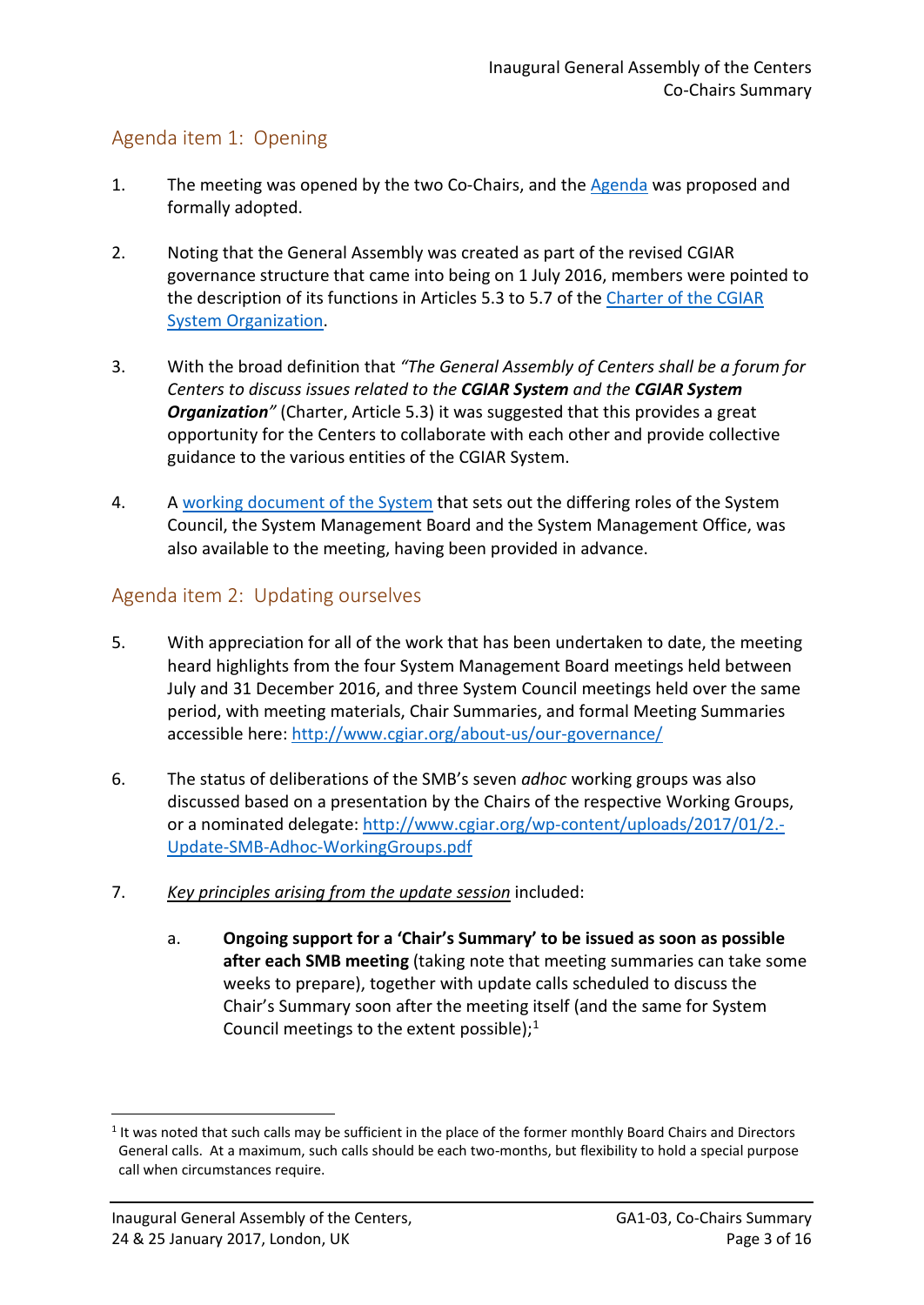## Agenda item 1: Opening

1. The meeting was opened by the two Co-Chairs, and the Agenda was proposed and formally adopted.

2. Noting that the General Assembly was created as part of the revised CGIAR governance structure that came into being on 1 July 2016, members were pointed to the description of its functions in Articles 5.3 to 5.7 of the Charter of the CGIAR System Organization.

3. With the broad definition that *"The General Assembly of Centers shall be a forum for Centers to discuss issues related to the **CGIAR System** and the **CGIAR System Organization**"* (Charter, Article 5.3) it was suggested that this provides a great opportunity for the Centers to collaborate with each other and provide collective guidance to the various entities of the CGIAR System.

4. A working document of the System that sets out the differing roles of the System Council, the System Management Board and the System Management Office, was also available to the meeting, having been provided in advance.

## Agenda item 2: Updating ourselves

5. With appreciation for all of the work that has been undertaken to date, the meeting heard highlights from the four System Management Board meetings held between July and 31 December 2016, and three System Council meetings held over the same period, with meeting materials, Chair Summaries, and formal Meeting Summaries accessible here: http://www.cgiar.org/about-us/our-governance/

6. The status of deliberations of the SMB's seven *adhoc* working groups was also discussed based on a presentation by the Chairs of the respective Working Groups, or a nominated delegate: http://www.cgiar.org/wp-content/uploads/2017/01/2.-Update-SMB-Adhoc-WorkingGroups.pdf

7. *Key principles arising from the update session* included:

   a. **Ongoing support for a 'Chair's Summary' to be issued as soon as possible after each SMB meeting** (taking note that meeting summaries can take some weeks to prepare), together with update calls scheduled to discuss the Chair's Summary soon after the meeting itself (and the same for System Council meetings to the extent possible);[1]

[1] It was noted that such calls may be sufficient in the place of the former monthly Board Chairs and Directors General calls. At a maximum, such calls should be each two-months, but flexibility to hold a special purpose call when circumstances require.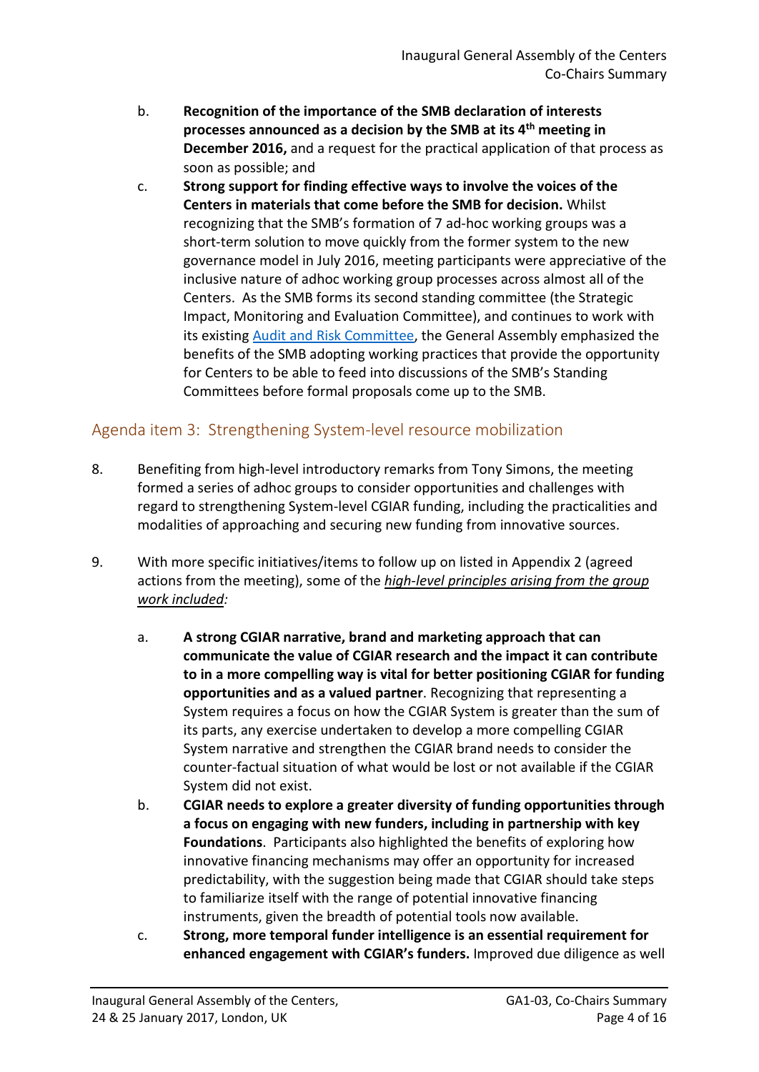b. **Recognition of the importance of the SMB declaration of interests processes announced as a decision by the SMB at its 4th meeting in December 2016,** and a request for the practical application of that process as soon as possible; and

c. **Strong support for finding effective ways to involve the voices of the Centers in materials that come before the SMB for decision.** Whilst recognizing that the SMB's formation of 7 ad-hoc working groups was a short-term solution to move quickly from the former system to the new governance model in July 2016, meeting participants were appreciative of the inclusive nature of adhoc working group processes across almost all of the Centers. As the SMB forms its second standing committee (the Strategic Impact, Monitoring and Evaluation Committee), and continues to work with its existing Audit and Risk Committee, the General Assembly emphasized the benefits of the SMB adopting working practices that provide the opportunity for Centers to be able to feed into discussions of the SMB's Standing Committees before formal proposals come up to the SMB.

## Agenda item 3: Strengthening System-level resource mobilization

8. Benefiting from high-level introductory remarks from Tony Simons, the meeting formed a series of adhoc groups to consider opportunities and challenges with regard to strengthening System-level CGIAR funding, including the practicalities and modalities of approaching and securing new funding from innovative sources.

9. With more specific initiatives/items to follow up on listed in Appendix 2 (agreed actions from the meeting), some of the ***high-level principles arising from the group work included:***

   a. **A strong CGIAR narrative, brand and marketing approach that can communicate the value of CGIAR research and the impact it can contribute to in a more compelling way is vital for better positioning CGIAR for funding opportunities and as a valued partner**. Recognizing that representing a System requires a focus on how the CGIAR System is greater than the sum of its parts, any exercise undertaken to develop a more compelling CGIAR System narrative and strengthen the CGIAR brand needs to consider the counter-factual situation of what would be lost or not available if the CGIAR System did not exist.

   b. **CGIAR needs to explore a greater diversity of funding opportunities through a focus on engaging with new funders, including in partnership with key Foundations**. Participants also highlighted the benefits of exploring how innovative financing mechanisms may offer an opportunity for increased predictability, with the suggestion being made that CGIAR should take steps to familiarize itself with the range of potential innovative financing instruments, given the breadth of potential tools now available.

   c. **Strong, more temporal funder intelligence is an essential requirement for enhanced engagement with CGIAR's funders.** Improved due diligence as well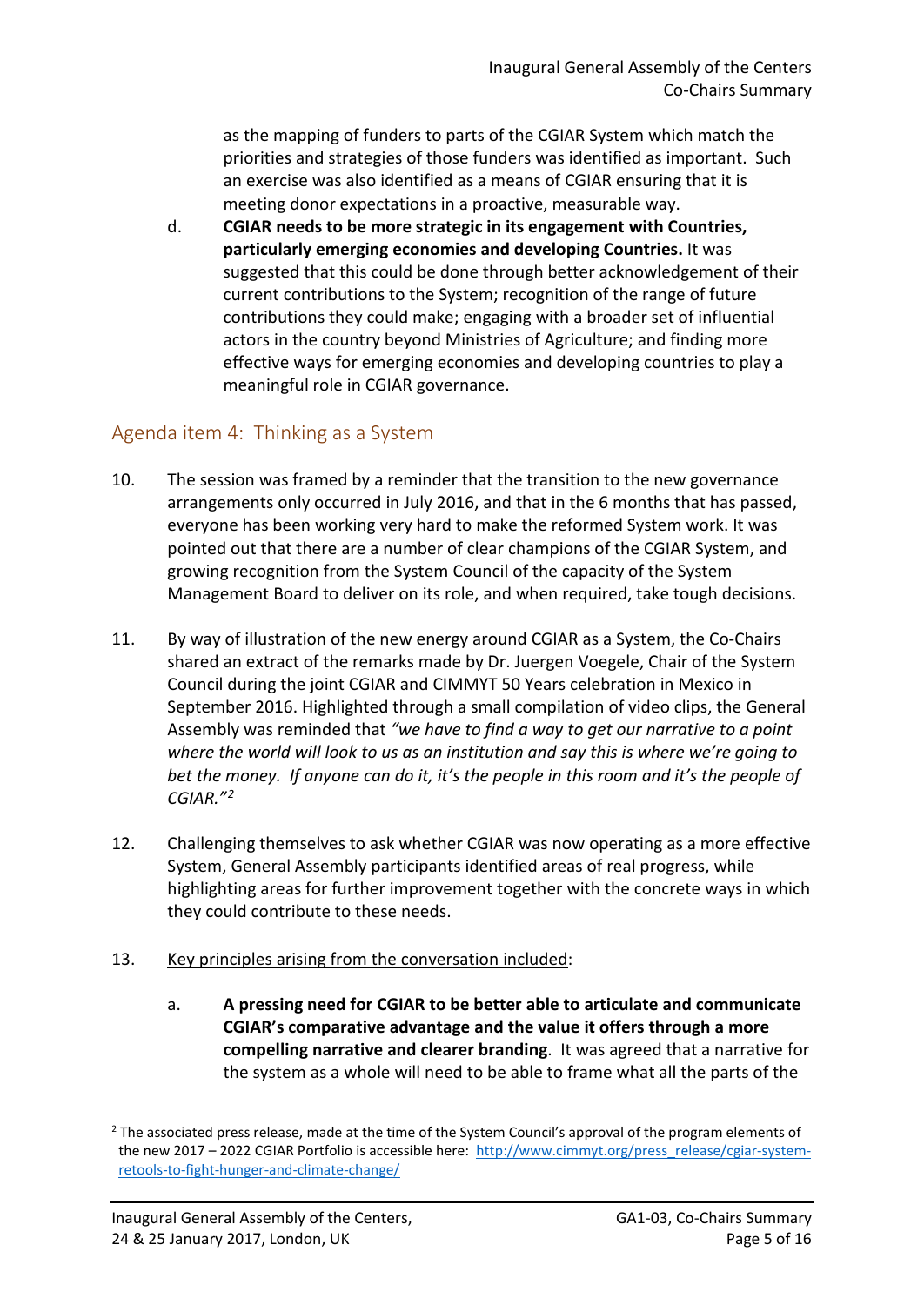as the mapping of funders to parts of the CGIAR System which match the priorities and strategies of those funders was identified as important. Such an exercise was also identified as a means of CGIAR ensuring that it is meeting donor expectations in a proactive, measurable way.

d. **CGIAR needs to be more strategic in its engagement with Countries, particularly emerging economies and developing Countries.** It was suggested that this could be done through better acknowledgement of their current contributions to the System; recognition of the range of future contributions they could make; engaging with a broader set of influential actors in the country beyond Ministries of Agriculture; and finding more effective ways for emerging economies and developing countries to play a meaningful role in CGIAR governance.

## Agenda item 4: Thinking as a System

10. The session was framed by a reminder that the transition to the new governance arrangements only occurred in July 2016, and that in the 6 months that has passed, everyone has been working very hard to make the reformed System work. It was pointed out that there are a number of clear champions of the CGIAR System, and growing recognition from the System Council of the capacity of the System Management Board to deliver on its role, and when required, take tough decisions.

11. By way of illustration of the new energy around CGIAR as a System, the Co-Chairs shared an extract of the remarks made by Dr. Juergen Voegele, Chair of the System Council during the joint CGIAR and CIMMYT 50 Years celebration in Mexico in September 2016. Highlighted through a small compilation of video clips, the General Assembly was reminded that *"we have to find a way to get our narrative to a point where the world will look to us as an institution and say this is where we're going to bet the money. If anyone can do it, it's the people in this room and it's the people of CGIAR."*[2]

12. Challenging themselves to ask whether CGIAR was now operating as a more effective System, General Assembly participants identified areas of real progress, while highlighting areas for further improvement together with the concrete ways in which they could contribute to these needs.

13. <u>Key principles arising from the conversation included</u>:

a. **A pressing need for CGIAR to be better able to articulate and communicate CGIAR's comparative advantage and the value it offers through a more compelling narrative and clearer branding**. It was agreed that a narrative for the system as a whole will need to be able to frame what all the parts of the

---

[2] The associated press release, made at the time of the System Council's approval of the program elements of the new 2017 – 2022 CGIAR Portfolio is accessible here: http://www.cimmyt.org/press_release/cgiar-system-retools-to-fight-hunger-and-climate-change/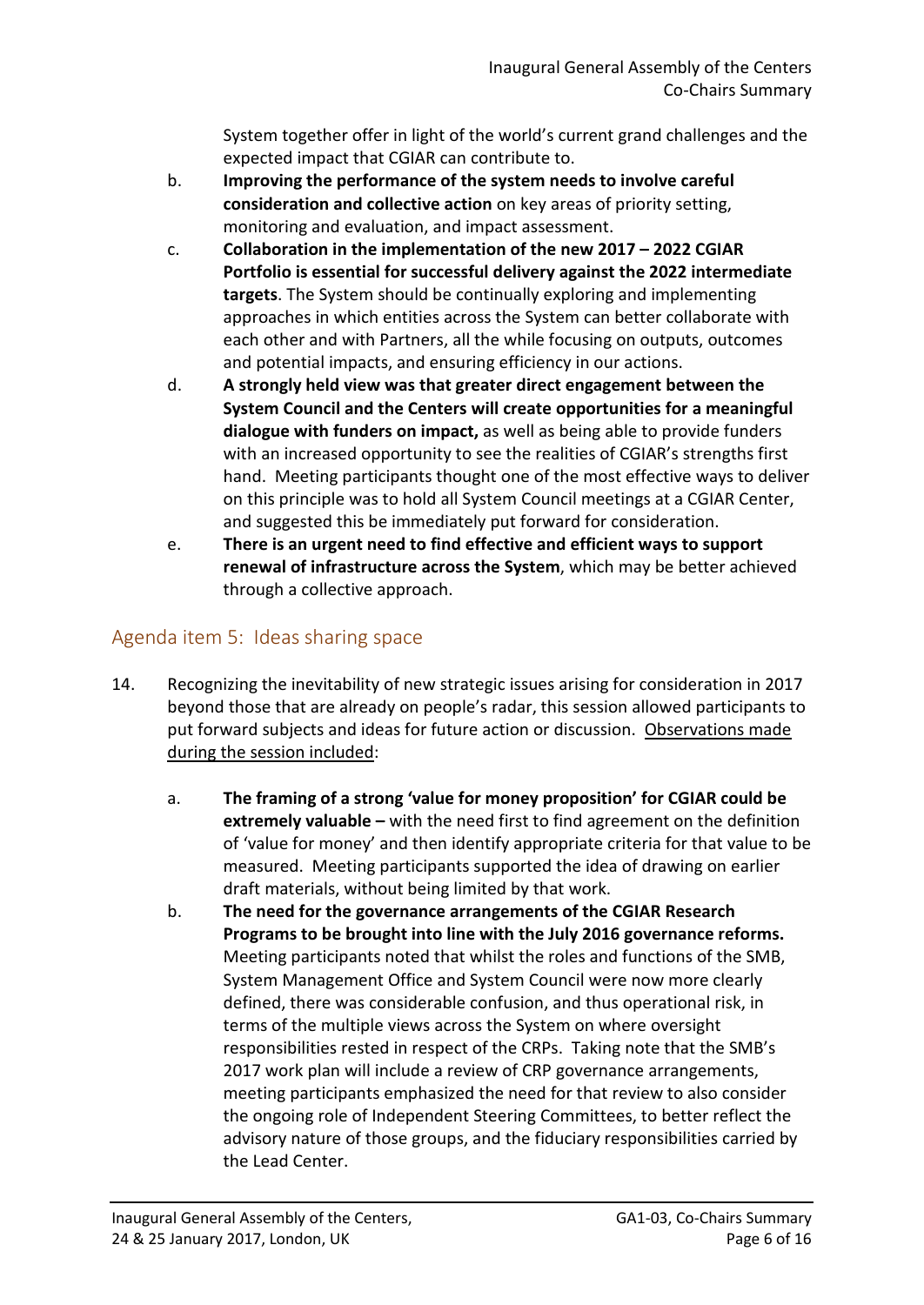System together offer in light of the world's current grand challenges and the expected impact that CGIAR can contribute to.

b. **Improving the performance of the system needs to involve careful consideration and collective action** on key areas of priority setting, monitoring and evaluation, and impact assessment.

c. **Collaboration in the implementation of the new 2017 – 2022 CGIAR Portfolio is essential for successful delivery against the 2022 intermediate targets**. The System should be continually exploring and implementing approaches in which entities across the System can better collaborate with each other and with Partners, all the while focusing on outputs, outcomes and potential impacts, and ensuring efficiency in our actions.

d. **A strongly held view was that greater direct engagement between the System Council and the Centers will create opportunities for a meaningful dialogue with funders on impact,** as well as being able to provide funders with an increased opportunity to see the realities of CGIAR's strengths first hand. Meeting participants thought one of the most effective ways to deliver on this principle was to hold all System Council meetings at a CGIAR Center, and suggested this be immediately put forward for consideration.

e. **There is an urgent need to find effective and efficient ways to support renewal of infrastructure across the System**, which may be better achieved through a collective approach.

## Agenda item 5: Ideas sharing space

14. Recognizing the inevitability of new strategic issues arising for consideration in 2017 beyond those that are already on people's radar, this session allowed participants to put forward subjects and ideas for future action or discussion. Observations made during the session included:

    a. **The framing of a strong 'value for money proposition' for CGIAR could be extremely valuable –** with the need first to find agreement on the definition of 'value for money' and then identify appropriate criteria for that value to be measured. Meeting participants supported the idea of drawing on earlier draft materials, without being limited by that work.

    b. **The need for the governance arrangements of the CGIAR Research Programs to be brought into line with the July 2016 governance reforms.** Meeting participants noted that whilst the roles and functions of the SMB, System Management Office and System Council were now more clearly defined, there was considerable confusion, and thus operational risk, in terms of the multiple views across the System on where oversight responsibilities rested in respect of the CRPs. Taking note that the SMB's 2017 work plan will include a review of CRP governance arrangements, meeting participants emphasized the need for that review to also consider the ongoing role of Independent Steering Committees, to better reflect the advisory nature of those groups, and the fiduciary responsibilities carried by the Lead Center.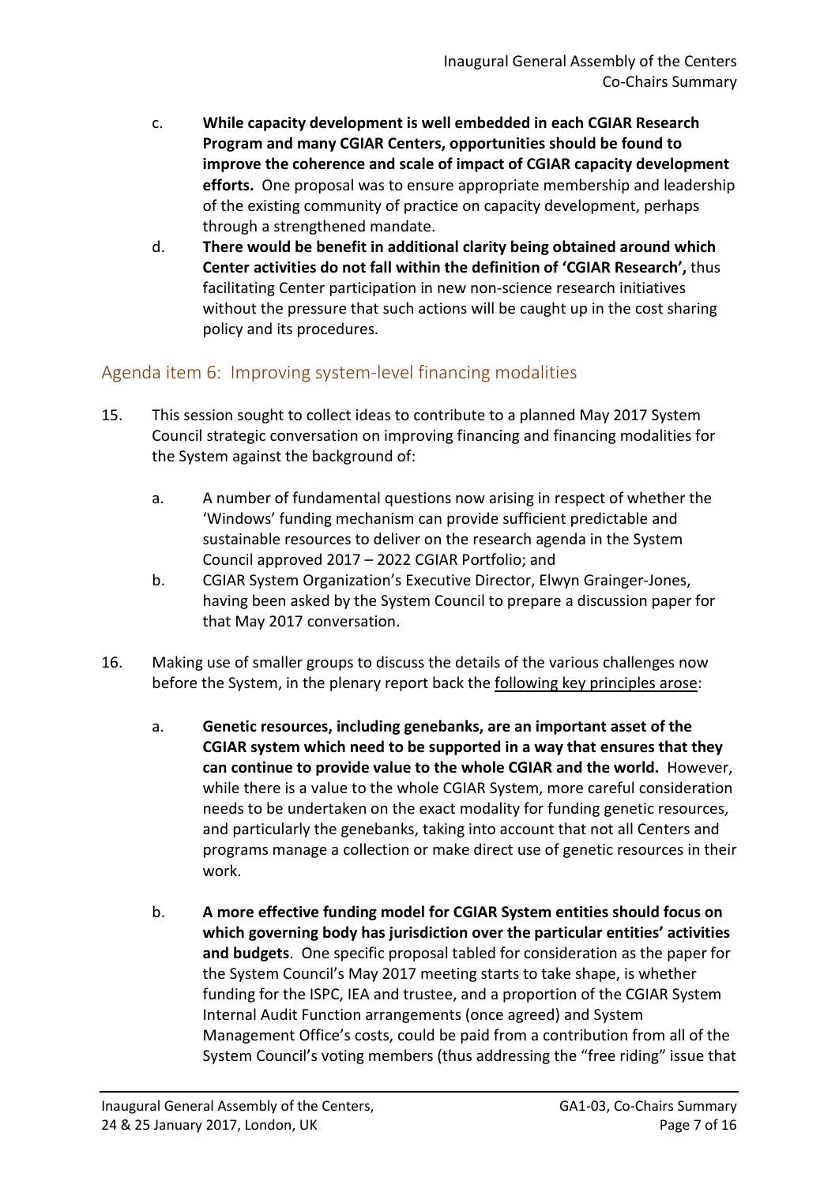c. **While capacity development is well embedded in each CGIAR Research Program and many CGIAR Centers, opportunities should be found to improve the coherence and scale of impact of CGIAR capacity development efforts.** One proposal was to ensure appropriate membership and leadership of the existing community of practice on capacity development, perhaps through a strengthened mandate.

d. **There would be benefit in additional clarity being obtained around which Center activities do not fall within the definition of 'CGIAR Research',** thus facilitating Center participation in new non-science research initiatives without the pressure that such actions will be caught up in the cost sharing policy and its procedures.

## Agenda item 6: Improving system-level financing modalities

15. This session sought to collect ideas to contribute to a planned May 2017 System Council strategic conversation on improving financing and financing modalities for the System against the background of:

    a. A number of fundamental questions now arising in respect of whether the 'Windows' funding mechanism can provide sufficient predictable and sustainable resources to deliver on the research agenda in the System Council approved 2017 – 2022 CGIAR Portfolio; and

    b. CGIAR System Organization's Executive Director, Elwyn Grainger-Jones, having been asked by the System Council to prepare a discussion paper for that May 2017 conversation.

16. Making use of smaller groups to discuss the details of the various challenges now before the System, in the plenary report back the following key principles arose:

    a. **Genetic resources, including genebanks, are an important asset of the CGIAR system which need to be supported in a way that ensures that they can continue to provide value to the whole CGIAR and the world.** However, while there is a value to the whole CGIAR System, more careful consideration needs to be undertaken on the exact modality for funding genetic resources, and particularly the genebanks, taking into account that not all Centers and programs manage a collection or make direct use of genetic resources in their work.

    b. **A more effective funding model for CGIAR System entities should focus on which governing body has jurisdiction over the particular entities' activities and budgets**. One specific proposal tabled for consideration as the paper for the System Council's May 2017 meeting starts to take shape, is whether funding for the ISPC, IEA and trustee, and a proportion of the CGIAR System Internal Audit Function arrangements (once agreed) and System Management Office's costs, could be paid from a contribution from all of the System Council's voting members (thus addressing the "free riding" issue that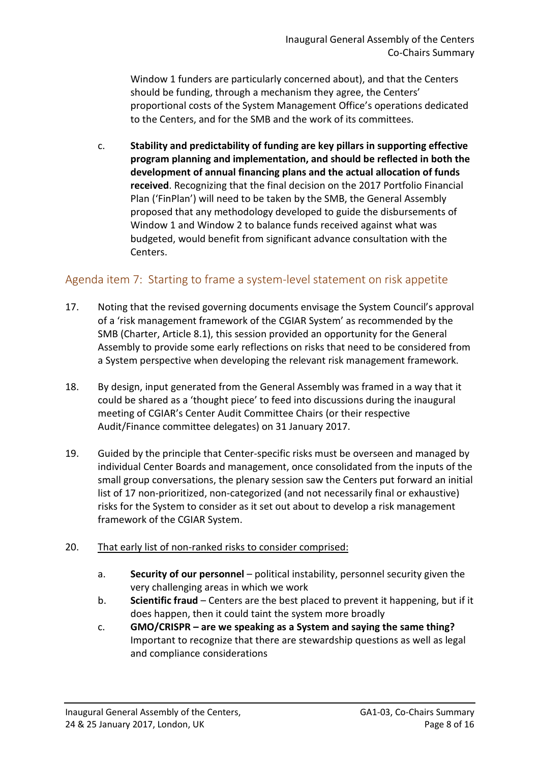Window 1 funders are particularly concerned about), and that the Centers should be funding, through a mechanism they agree, the Centers' proportional costs of the System Management Office's operations dedicated to the Centers, and for the SMB and the work of its committees.

c. **Stability and predictability of funding are key pillars in supporting effective program planning and implementation, and should be reflected in both the development of annual financing plans and the actual allocation of funds received**. Recognizing that the final decision on the 2017 Portfolio Financial Plan ('FinPlan') will need to be taken by the SMB, the General Assembly proposed that any methodology developed to guide the disbursements of Window 1 and Window 2 to balance funds received against what was budgeted, would benefit from significant advance consultation with the Centers.

## Agenda item 7: Starting to frame a system-level statement on risk appetite

17. Noting that the revised governing documents envisage the System Council's approval of a 'risk management framework of the CGIAR System' as recommended by the SMB (Charter, Article 8.1), this session provided an opportunity for the General Assembly to provide some early reflections on risks that need to be considered from a System perspective when developing the relevant risk management framework.

18. By design, input generated from the General Assembly was framed in a way that it could be shared as a 'thought piece' to feed into discussions during the inaugural meeting of CGIAR's Center Audit Committee Chairs (or their respective Audit/Finance committee delegates) on 31 January 2017.

19. Guided by the principle that Center-specific risks must be overseen and managed by individual Center Boards and management, once consolidated from the inputs of the small group conversations, the plenary session saw the Centers put forward an initial list of 17 non-prioritized, non-categorized (and not necessarily final or exhaustive) risks for the System to consider as it set out about to develop a risk management framework of the CGIAR System.

20. <u>That early list of non-ranked risks to consider comprised:</u>

    a. **Security of our personnel** – political instability, personnel security given the very challenging areas in which we work
    b. **Scientific fraud** – Centers are the best placed to prevent it happening, but if it does happen, then it could taint the system more broadly
    c. **GMO/CRISPR – are we speaking as a System and saying the same thing?** Important to recognize that there are stewardship questions as well as legal and compliance considerations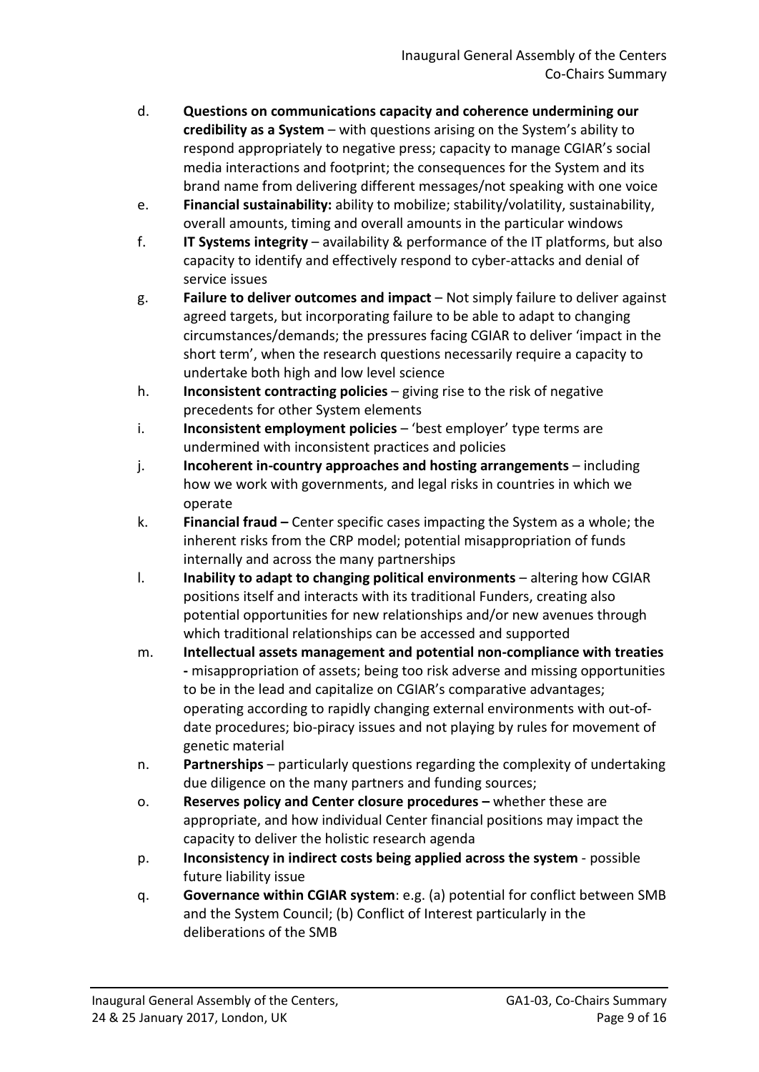d. **Questions on communications capacity and coherence undermining our credibility as a System** – with questions arising on the System's ability to respond appropriately to negative press; capacity to manage CGIAR's social media interactions and footprint; the consequences for the System and its brand name from delivering different messages/not speaking with one voice

e. **Financial sustainability:** ability to mobilize; stability/volatility, sustainability, overall amounts, timing and overall amounts in the particular windows

f. **IT Systems integrity** – availability & performance of the IT platforms, but also capacity to identify and effectively respond to cyber-attacks and denial of service issues

g. **Failure to deliver outcomes and impact** – Not simply failure to deliver against agreed targets, but incorporating failure to be able to adapt to changing circumstances/demands; the pressures facing CGIAR to deliver 'impact in the short term', when the research questions necessarily require a capacity to undertake both high and low level science

h. **Inconsistent contracting policies** – giving rise to the risk of negative precedents for other System elements

i. **Inconsistent employment policies** – 'best employer' type terms are undermined with inconsistent practices and policies

j. **Incoherent in-country approaches and hosting arrangements** – including how we work with governments, and legal risks in countries in which we operate

k. **Financial fraud –** Center specific cases impacting the System as a whole; the inherent risks from the CRP model; potential misappropriation of funds internally and across the many partnerships

l. **Inability to adapt to changing political environments** – altering how CGIAR positions itself and interacts with its traditional Funders, creating also potential opportunities for new relationships and/or new avenues through which traditional relationships can be accessed and supported

m. **Intellectual assets management and potential non-compliance with treaties -** misappropriation of assets; being too risk adverse and missing opportunities to be in the lead and capitalize on CGIAR's comparative advantages; operating according to rapidly changing external environments with out-of-date procedures; bio-piracy issues and not playing by rules for movement of genetic material

n. **Partnerships** – particularly questions regarding the complexity of undertaking due diligence on the many partners and funding sources;

o. **Reserves policy and Center closure procedures –** whether these are appropriate, and how individual Center financial positions may impact the capacity to deliver the holistic research agenda

p. **Inconsistency in indirect costs being applied across the system** - possible future liability issue

q. **Governance within CGIAR system**: e.g. (a) potential for conflict between SMB and the System Council; (b) Conflict of Interest particularly in the deliberations of the SMB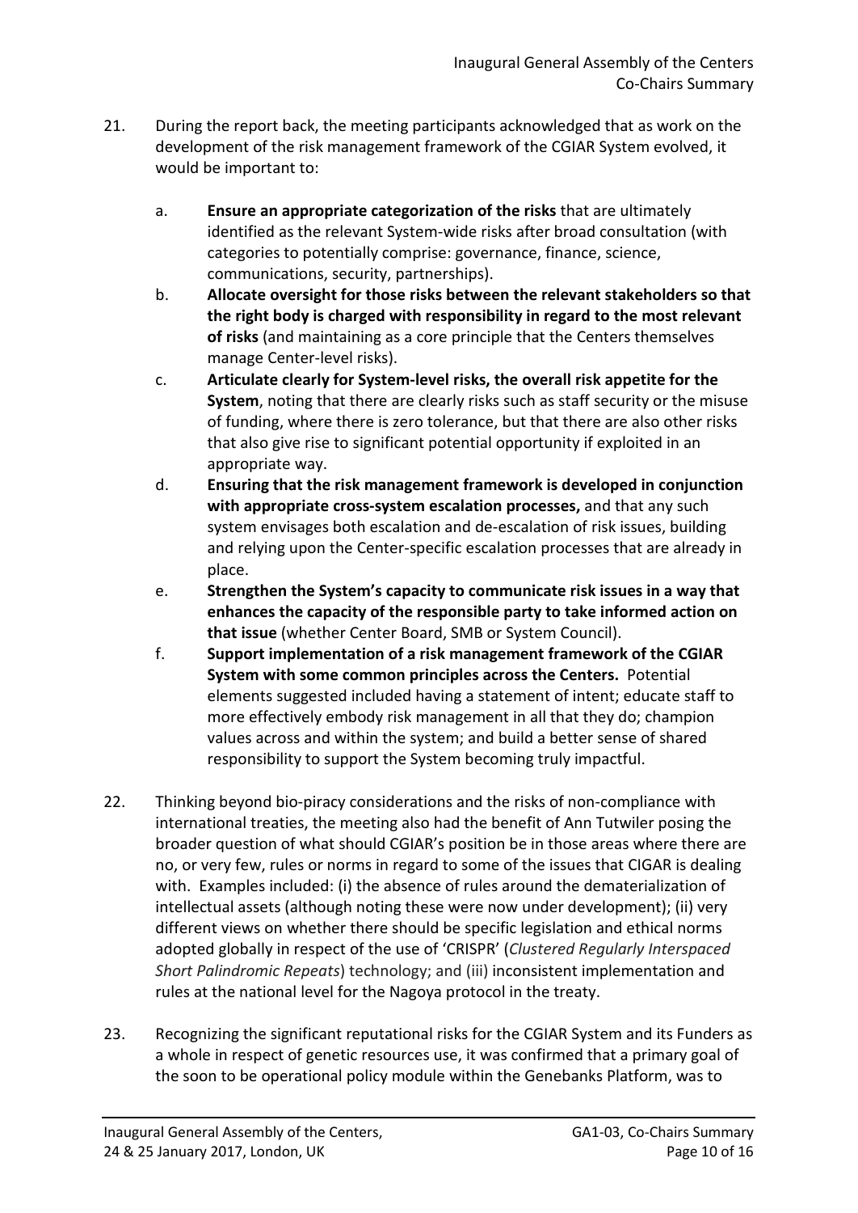21. During the report back, the meeting participants acknowledged that as work on the development of the risk management framework of the CGIAR System evolved, it would be important to:

    a. **Ensure an appropriate categorization of the risks** that are ultimately identified as the relevant System-wide risks after broad consultation (with categories to potentially comprise: governance, finance, science, communications, security, partnerships).
    b. **Allocate oversight for those risks between the relevant stakeholders so that the right body is charged with responsibility in regard to the most relevant of risks** (and maintaining as a core principle that the Centers themselves manage Center-level risks).
    c. **Articulate clearly for System-level risks, the overall risk appetite for the System**, noting that there are clearly risks such as staff security or the misuse of funding, where there is zero tolerance, but that there are also other risks that also give rise to significant potential opportunity if exploited in an appropriate way.
    d. **Ensuring that the risk management framework is developed in conjunction with appropriate cross-system escalation processes,** and that any such system envisages both escalation and de-escalation of risk issues, building and relying upon the Center-specific escalation processes that are already in place.
    e. **Strengthen the System's capacity to communicate risk issues in a way that enhances the capacity of the responsible party to take informed action on that issue** (whether Center Board, SMB or System Council).
    f. **Support implementation of a risk management framework of the CGIAR System with some common principles across the Centers.** Potential elements suggested included having a statement of intent; educate staff to more effectively embody risk management in all that they do; champion values across and within the system; and build a better sense of shared responsibility to support the System becoming truly impactful.

22. Thinking beyond bio-piracy considerations and the risks of non-compliance with international treaties, the meeting also had the benefit of Ann Tutwiler posing the broader question of what should CGIAR's position be in those areas where there are no, or very few, rules or norms in regard to some of the issues that CIGAR is dealing with. Examples included: (i) the absence of rules around the dematerialization of intellectual assets (although noting these were now under development); (ii) very different views on whether there should be specific legislation and ethical norms adopted globally in respect of the use of 'CRISPR' (*Clustered Regularly Interspaced Short Palindromic Repeats*) technology; and (iii) inconsistent implementation and rules at the national level for the Nagoya protocol in the treaty.

23. Recognizing the significant reputational risks for the CGIAR System and its Funders as a whole in respect of genetic resources use, it was confirmed that a primary goal of the soon to be operational policy module within the Genebanks Platform, was to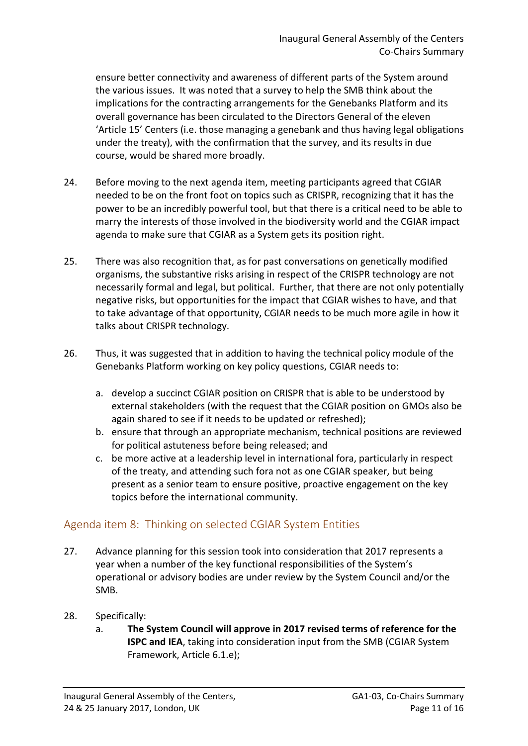ensure better connectivity and awareness of different parts of the System around the various issues. It was noted that a survey to help the SMB think about the implications for the contracting arrangements for the Genebanks Platform and its overall governance has been circulated to the Directors General of the eleven 'Article 15' Centers (i.e. those managing a genebank and thus having legal obligations under the treaty), with the confirmation that the survey, and its results in due course, would be shared more broadly.

24. Before moving to the next agenda item, meeting participants agreed that CGIAR needed to be on the front foot on topics such as CRISPR, recognizing that it has the power to be an incredibly powerful tool, but that there is a critical need to be able to marry the interests of those involved in the biodiversity world and the CGIAR impact agenda to make sure that CGIAR as a System gets its position right.

25. There was also recognition that, as for past conversations on genetically modified organisms, the substantive risks arising in respect of the CRISPR technology are not necessarily formal and legal, but political. Further, that there are not only potentially negative risks, but opportunities for the impact that CGIAR wishes to have, and that to take advantage of that opportunity, CGIAR needs to be much more agile in how it talks about CRISPR technology.

26. Thus, it was suggested that in addition to having the technical policy module of the Genebanks Platform working on key policy questions, CGIAR needs to:

    a. develop a succinct CGIAR position on CRISPR that is able to be understood by external stakeholders (with the request that the CGIAR position on GMOs also be again shared to see if it needs to be updated or refreshed);
    b. ensure that through an appropriate mechanism, technical positions are reviewed for political astuteness before being released; and
    c. be more active at a leadership level in international fora, particularly in respect of the treaty, and attending such fora not as one CGIAR speaker, but being present as a senior team to ensure positive, proactive engagement on the key topics before the international community.

## Agenda item 8: Thinking on selected CGIAR System Entities

27. Advance planning for this session took into consideration that 2017 represents a year when a number of the key functional responsibilities of the System's operational or advisory bodies are under review by the System Council and/or the SMB.

28. Specifically:
    a. **The System Council will approve in 2017 revised terms of reference for the ISPC and IEA**, taking into consideration input from the SMB (CGIAR System Framework, Article 6.1.e);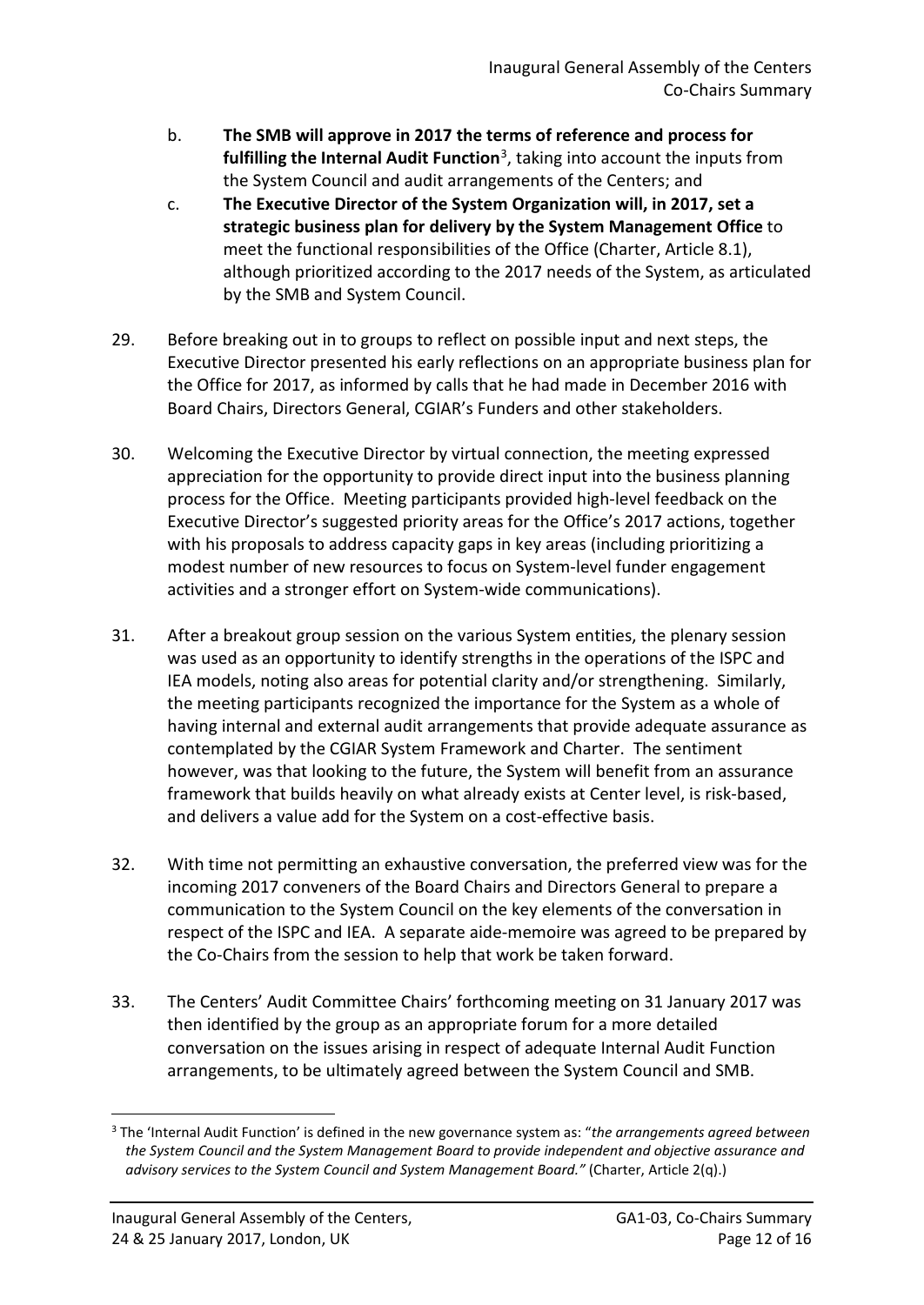b. **The SMB will approve in 2017 the terms of reference and process for fulfilling the Internal Audit Function**[3], taking into account the inputs from the System Council and audit arrangements of the Centers; and

c. **The Executive Director of the System Organization will, in 2017, set a strategic business plan for delivery by the System Management Office** to meet the functional responsibilities of the Office (Charter, Article 8.1), although prioritized according to the 2017 needs of the System, as articulated by the SMB and System Council.

29. Before breaking out in to groups to reflect on possible input and next steps, the Executive Director presented his early reflections on an appropriate business plan for the Office for 2017, as informed by calls that he had made in December 2016 with Board Chairs, Directors General, CGIAR's Funders and other stakeholders.

30. Welcoming the Executive Director by virtual connection, the meeting expressed appreciation for the opportunity to provide direct input into the business planning process for the Office. Meeting participants provided high-level feedback on the Executive Director's suggested priority areas for the Office's 2017 actions, together with his proposals to address capacity gaps in key areas (including prioritizing a modest number of new resources to focus on System-level funder engagement activities and a stronger effort on System-wide communications).

31. After a breakout group session on the various System entities, the plenary session was used as an opportunity to identify strengths in the operations of the ISPC and IEA models, noting also areas for potential clarity and/or strengthening. Similarly, the meeting participants recognized the importance for the System as a whole of having internal and external audit arrangements that provide adequate assurance as contemplated by the CGIAR System Framework and Charter. The sentiment however, was that looking to the future, the System will benefit from an assurance framework that builds heavily on what already exists at Center level, is risk-based, and delivers a value add for the System on a cost-effective basis.

32. With time not permitting an exhaustive conversation, the preferred view was for the incoming 2017 conveners of the Board Chairs and Directors General to prepare a communication to the System Council on the key elements of the conversation in respect of the ISPC and IEA. A separate aide-memoire was agreed to be prepared by the Co-Chairs from the session to help that work be taken forward.

33. The Centers' Audit Committee Chairs' forthcoming meeting on 31 January 2017 was then identified by the group as an appropriate forum for a more detailed conversation on the issues arising in respect of adequate Internal Audit Function arrangements, to be ultimately agreed between the System Council and SMB.

---

[3] The 'Internal Audit Function' is defined in the new governance system as: "*the arrangements agreed between the System Council and the System Management Board to provide independent and objective assurance and advisory services to the System Council and System Management Board."* (Charter, Article 2(q).)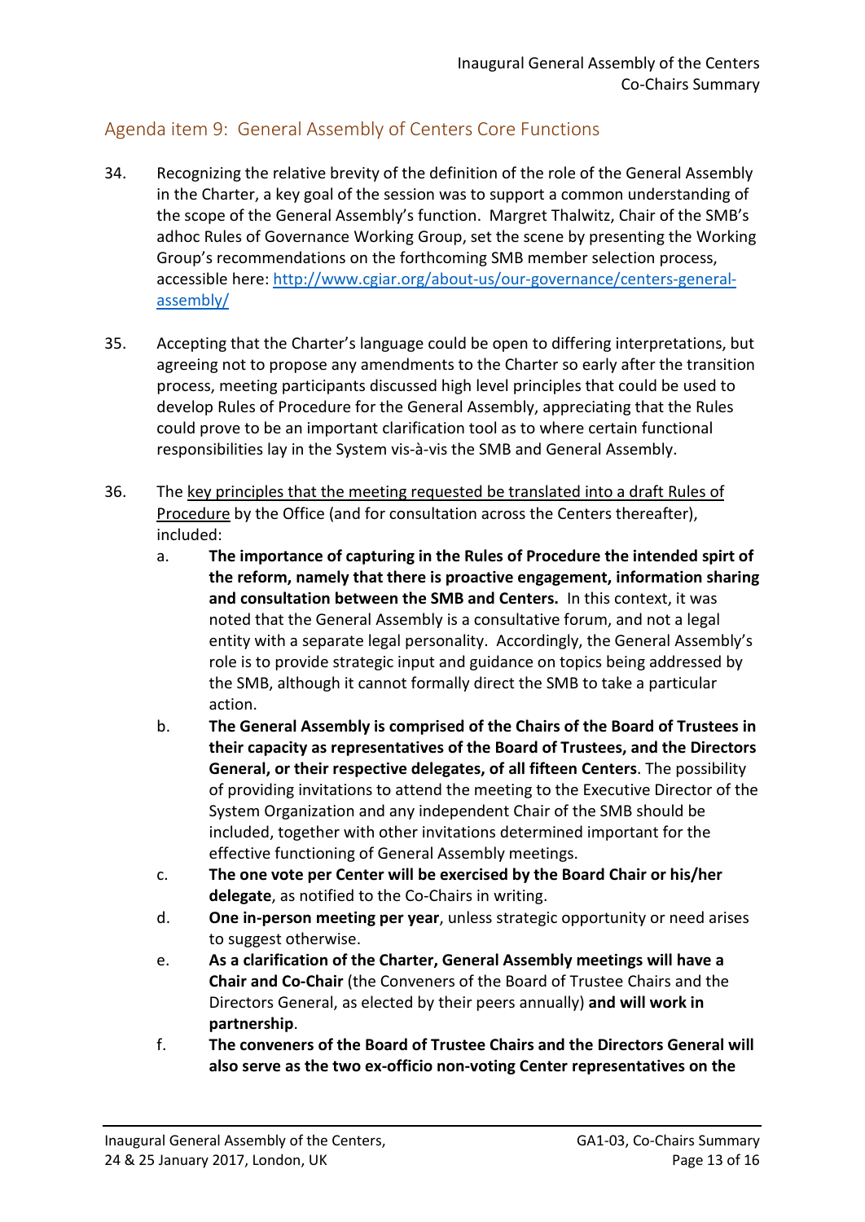## Agenda item 9: General Assembly of Centers Core Functions

34. Recognizing the relative brevity of the definition of the role of the General Assembly in the Charter, a key goal of the session was to support a common understanding of the scope of the General Assembly's function. Margret Thalwitz, Chair of the SMB's adhoc Rules of Governance Working Group, set the scene by presenting the Working Group's recommendations on the forthcoming SMB member selection process, accessible here: [http://www.cgiar.org/about-us/our-governance/centers-general-assembly/](http://www.cgiar.org/about-us/our-governance/centers-general-assembly/)

35. Accepting that the Charter's language could be open to differing interpretations, but agreeing not to propose any amendments to the Charter so early after the transition process, meeting participants discussed high level principles that could be used to develop Rules of Procedure for the General Assembly, appreciating that the Rules could prove to be an important clarification tool as to where certain functional responsibilities lay in the System vis-à-vis the SMB and General Assembly.

36. The key principles that the meeting requested be translated into a draft Rules of Procedure by the Office (and for consultation across the Centers thereafter), included:

    a. **The importance of capturing in the Rules of Procedure the intended spirt of the reform, namely that there is proactive engagement, information sharing and consultation between the SMB and Centers.** In this context, it was noted that the General Assembly is a consultative forum, and not a legal entity with a separate legal personality. Accordingly, the General Assembly's role is to provide strategic input and guidance on topics being addressed by the SMB, although it cannot formally direct the SMB to take a particular action.

    b. **The General Assembly is comprised of the Chairs of the Board of Trustees in their capacity as representatives of the Board of Trustees, and the Directors General, or their respective delegates, of all fifteen Centers**. The possibility of providing invitations to attend the meeting to the Executive Director of the System Organization and any independent Chair of the SMB should be included, together with other invitations determined important for the effective functioning of General Assembly meetings.

    c. **The one vote per Center will be exercised by the Board Chair or his/her delegate**, as notified to the Co-Chairs in writing.

    d. **One in-person meeting per year**, unless strategic opportunity or need arises to suggest otherwise.

    e. **As a clarification of the Charter, General Assembly meetings will have a Chair and Co-Chair** (the Conveners of the Board of Trustee Chairs and the Directors General, as elected by their peers annually) **and will work in partnership**.

    f. **The conveners of the Board of Trustee Chairs and the Directors General will also serve as the two ex-officio non-voting Center representatives on the**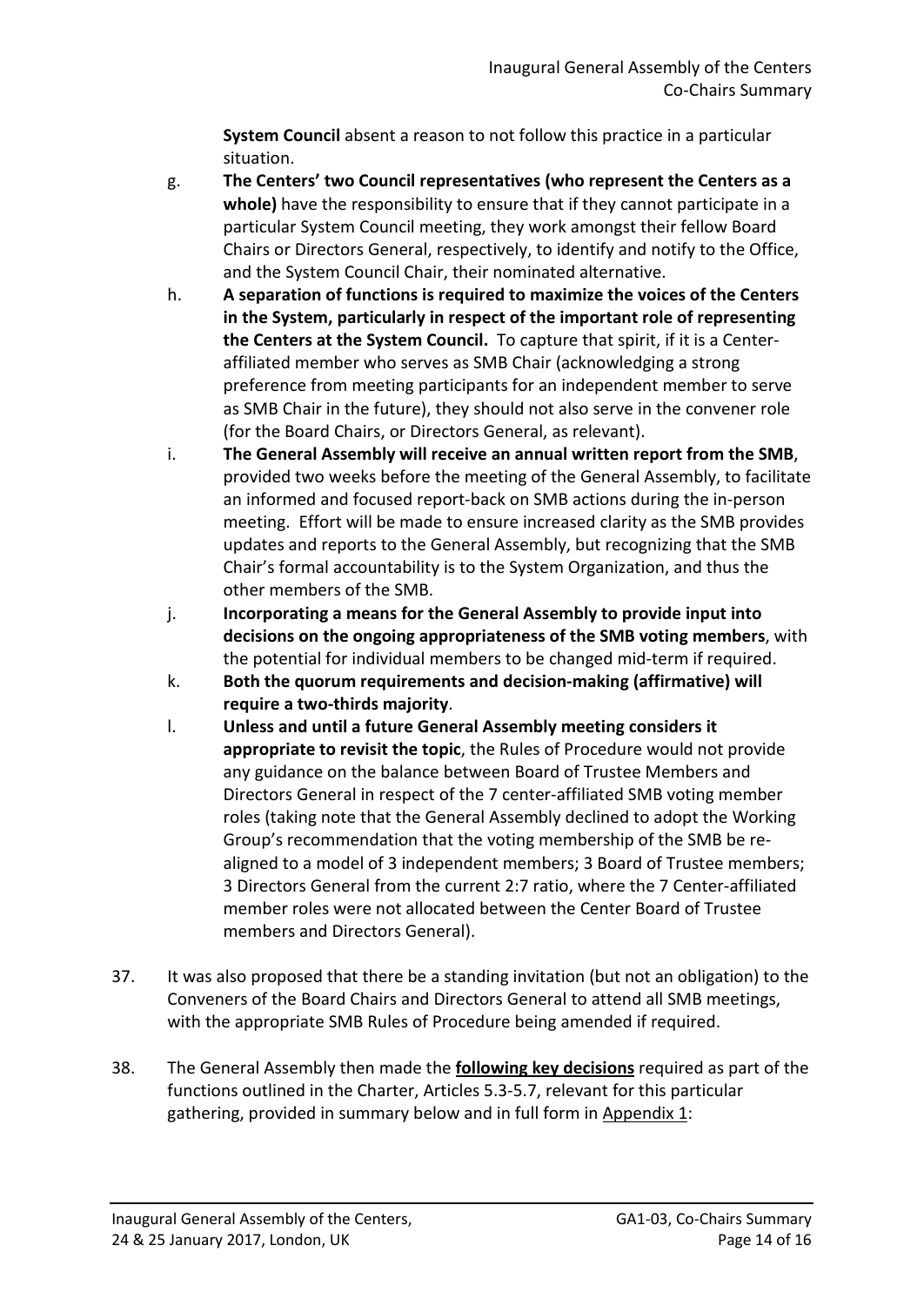**System Council** absent a reason to not follow this practice in a particular situation.

g. **The Centers' two Council representatives (who represent the Centers as a whole)** have the responsibility to ensure that if they cannot participate in a particular System Council meeting, they work amongst their fellow Board Chairs or Directors General, respectively, to identify and notify to the Office, and the System Council Chair, their nominated alternative.

h. **A separation of functions is required to maximize the voices of the Centers in the System, particularly in respect of the important role of representing the Centers at the System Council.** To capture that spirit, if it is a Center-affiliated member who serves as SMB Chair (acknowledging a strong preference from meeting participants for an independent member to serve as SMB Chair in the future), they should not also serve in the convener role (for the Board Chairs, or Directors General, as relevant).

i. **The General Assembly will receive an annual written report from the SMB**, provided two weeks before the meeting of the General Assembly, to facilitate an informed and focused report-back on SMB actions during the in-person meeting. Effort will be made to ensure increased clarity as the SMB provides updates and reports to the General Assembly, but recognizing that the SMB Chair's formal accountability is to the System Organization, and thus the other members of the SMB.

j. **Incorporating a means for the General Assembly to provide input into decisions on the ongoing appropriateness of the SMB voting members**, with the potential for individual members to be changed mid-term if required.

k. **Both the quorum requirements and decision-making (affirmative) will require a two-thirds majority**.

l. **Unless and until a future General Assembly meeting considers it appropriate to revisit the topic**, the Rules of Procedure would not provide any guidance on the balance between Board of Trustee Members and Directors General in respect of the 7 center-affiliated SMB voting member roles (taking note that the General Assembly declined to adopt the Working Group's recommendation that the voting membership of the SMB be re-aligned to a model of 3 independent members; 3 Board of Trustee members; 3 Directors General from the current 2:7 ratio, where the 7 Center-affiliated member roles were not allocated between the Center Board of Trustee members and Directors General).

37. It was also proposed that there be a standing invitation (but not an obligation) to the Conveners of the Board Chairs and Directors General to attend all SMB meetings, with the appropriate SMB Rules of Procedure being amended if required.

38. The General Assembly then made the **following key decisions** required as part of the functions outlined in the Charter, Articles 5.3-5.7, relevant for this particular gathering, provided in summary below and in full form in Appendix 1: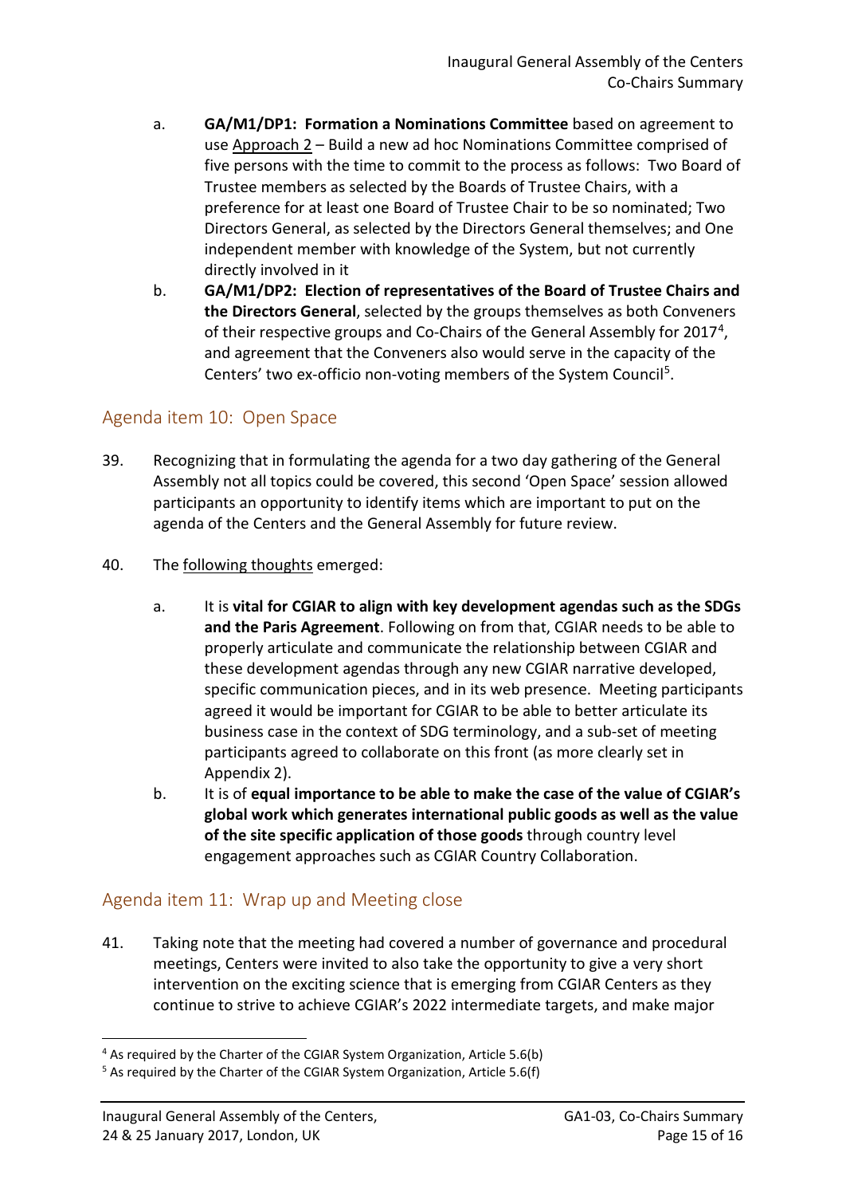a. **GA/M1/DP1: Formation a Nominations Committee** based on agreement to use Approach 2 – Build a new ad hoc Nominations Committee comprised of five persons with the time to commit to the process as follows: Two Board of Trustee members as selected by the Boards of Trustee Chairs, with a preference for at least one Board of Trustee Chair to be so nominated; Two Directors General, as selected by the Directors General themselves; and One independent member with knowledge of the System, but not currently directly involved in it

b. **GA/M1/DP2: Election of representatives of the Board of Trustee Chairs and the Directors General**, selected by the groups themselves as both Conveners of their respective groups and Co-Chairs of the General Assembly for 2017[4], and agreement that the Conveners also would serve in the capacity of the Centers' two ex-officio non-voting members of the System Council[5].

## Agenda item 10: Open Space

39. Recognizing that in formulating the agenda for a two day gathering of the General Assembly not all topics could be covered, this second 'Open Space' session allowed participants an opportunity to identify items which are important to put on the agenda of the Centers and the General Assembly for future review.

40. The following thoughts emerged:

a. It is **vital for CGIAR to align with key development agendas such as the SDGs and the Paris Agreement**. Following on from that, CGIAR needs to be able to properly articulate and communicate the relationship between CGIAR and these development agendas through any new CGIAR narrative developed, specific communication pieces, and in its web presence. Meeting participants agreed it would be important for CGIAR to be able to better articulate its business case in the context of SDG terminology, and a sub-set of meeting participants agreed to collaborate on this front (as more clearly set in Appendix 2).

b. It is of **equal importance to be able to make the case of the value of CGIAR's global work which generates international public goods as well as the value of the site specific application of those goods** through country level engagement approaches such as CGIAR Country Collaboration.

## Agenda item 11: Wrap up and Meeting close

41. Taking note that the meeting had covered a number of governance and procedural meetings, Centers were invited to also take the opportunity to give a very short intervention on the exciting science that is emerging from CGIAR Centers as they continue to strive to achieve CGIAR's 2022 intermediate targets, and make major

---

[4] As required by the Charter of the CGIAR System Organization, Article 5.6(b)

[5] As required by the Charter of the CGIAR System Organization, Article 5.6(f)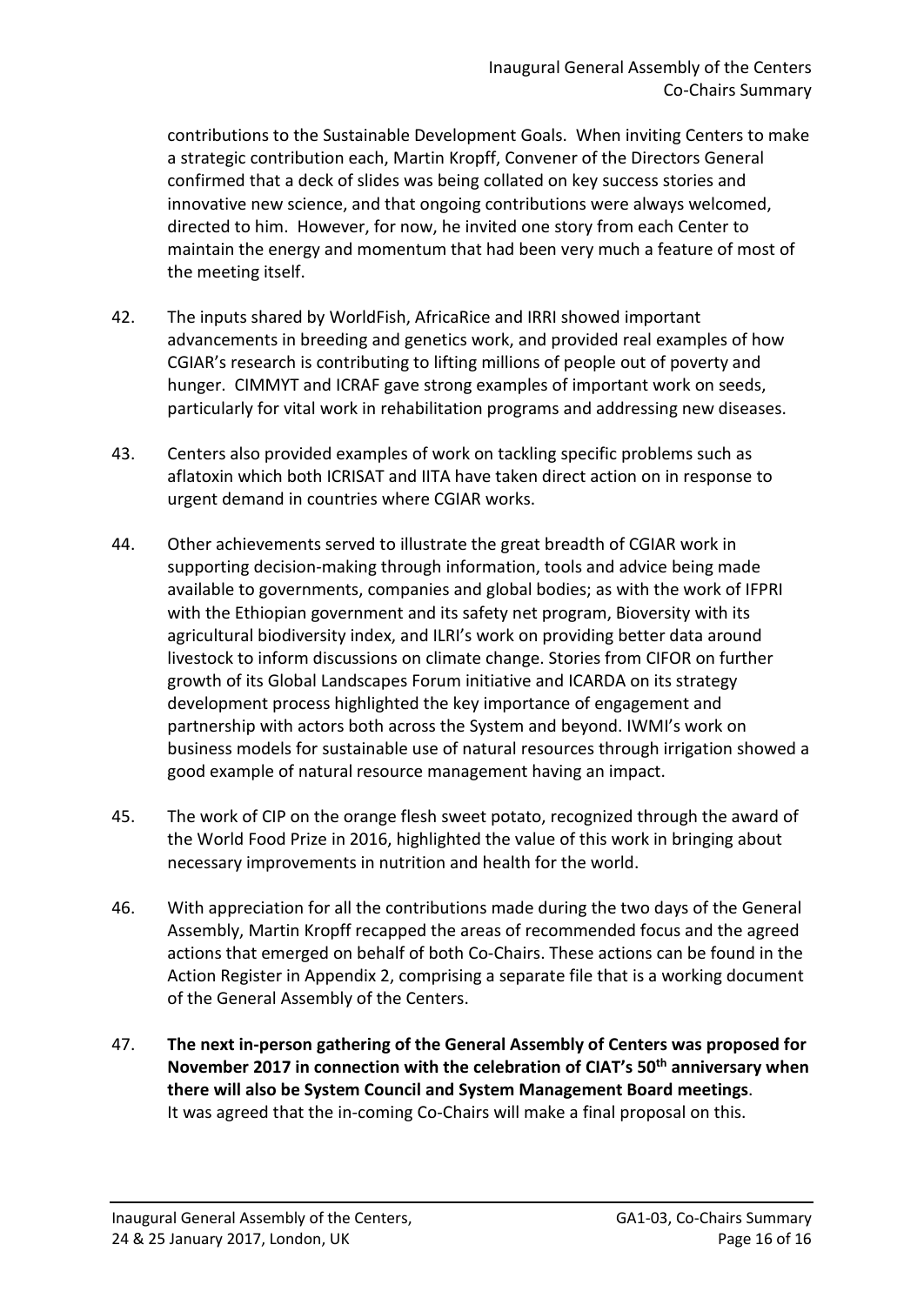contributions to the Sustainable Development Goals. When inviting Centers to make a strategic contribution each, Martin Kropff, Convener of the Directors General confirmed that a deck of slides was being collated on key success stories and innovative new science, and that ongoing contributions were always welcomed, directed to him. However, for now, he invited one story from each Center to maintain the energy and momentum that had been very much a feature of most of the meeting itself.

42. The inputs shared by WorldFish, AfricaRice and IRRI showed important advancements in breeding and genetics work, and provided real examples of how CGIAR's research is contributing to lifting millions of people out of poverty and hunger. CIMMYT and ICRAF gave strong examples of important work on seeds, particularly for vital work in rehabilitation programs and addressing new diseases.

43. Centers also provided examples of work on tackling specific problems such as aflatoxin which both ICRISAT and IITA have taken direct action on in response to urgent demand in countries where CGIAR works.

44. Other achievements served to illustrate the great breadth of CGIAR work in supporting decision-making through information, tools and advice being made available to governments, companies and global bodies; as with the work of IFPRI with the Ethiopian government and its safety net program, Bioversity with its agricultural biodiversity index, and ILRI's work on providing better data around livestock to inform discussions on climate change. Stories from CIFOR on further growth of its Global Landscapes Forum initiative and ICARDA on its strategy development process highlighted the key importance of engagement and partnership with actors both across the System and beyond. IWMI's work on business models for sustainable use of natural resources through irrigation showed a good example of natural resource management having an impact.

45. The work of CIP on the orange flesh sweet potato, recognized through the award of the World Food Prize in 2016, highlighted the value of this work in bringing about necessary improvements in nutrition and health for the world.

46. With appreciation for all the contributions made during the two days of the General Assembly, Martin Kropff recapped the areas of recommended focus and the agreed actions that emerged on behalf of both Co-Chairs. These actions can be found in the Action Register in Appendix 2, comprising a separate file that is a working document of the General Assembly of the Centers.

47. **The next in-person gathering of the General Assembly of Centers was proposed for November 2017 in connection with the celebration of CIAT's 50th anniversary when there will also be System Council and System Management Board meetings**. It was agreed that the in-coming Co-Chairs will make a final proposal on this.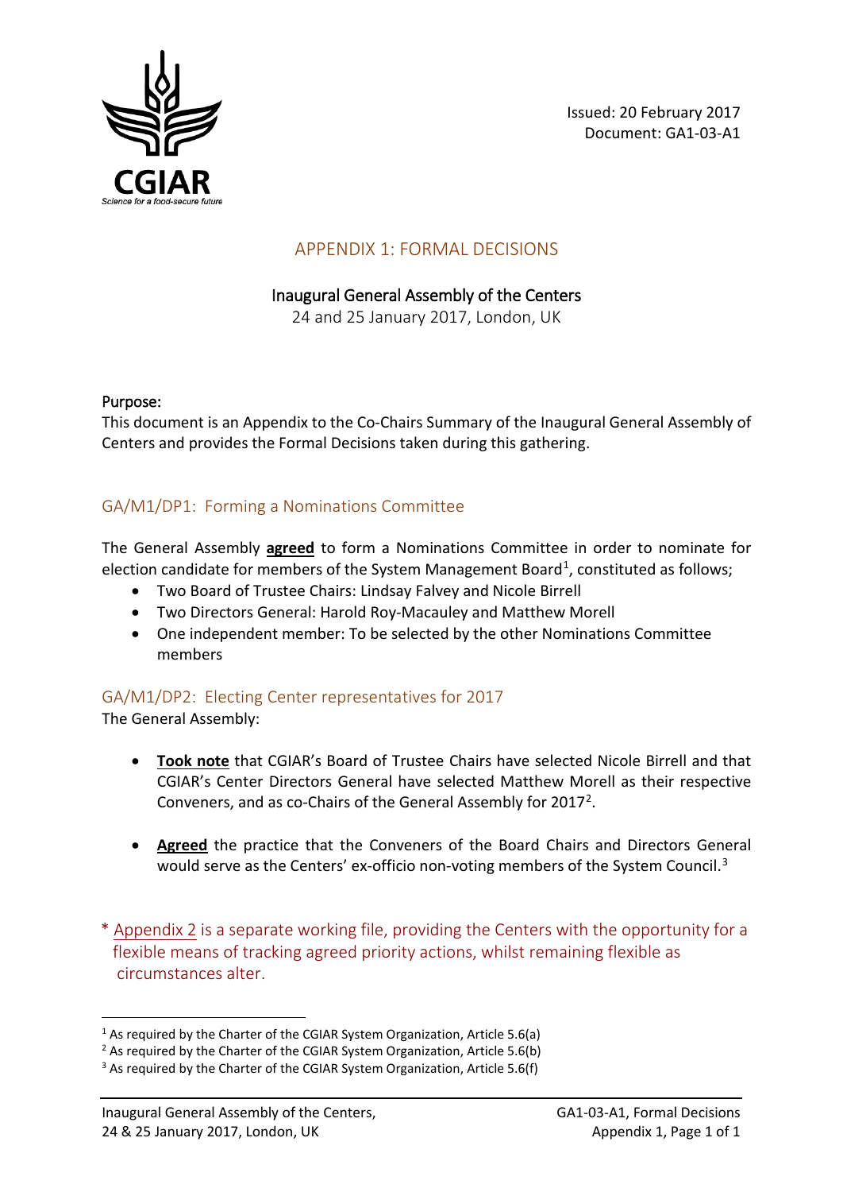Issued: 20 February 2017
Document: GA1-03-A1

# APPENDIX 1: FORMAL DECISIONS

## Inaugural General Assembly of the Centers

24 and 25 January 2017, London, UK

**Purpose:**
This document is an Appendix to the Co-Chairs Summary of the Inaugural General Assembly of Centers and provides the Formal Decisions taken during this gathering.

## GA/M1/DP1: Forming a Nominations Committee

The General Assembly **agreed** to form a Nominations Committee in order to nominate for election candidate for members of the System Management Board[1], constituted as follows;

- Two Board of Trustee Chairs: Lindsay Falvey and Nicole Birrell
- Two Directors General: Harold Roy-Macauley and Matthew Morell
- One independent member: To be selected by the other Nominations Committee members

## GA/M1/DP2: Electing Center representatives for 2017

The General Assembly:

- **Took note** that CGIAR's Board of Trustee Chairs have selected Nicole Birrell and that CGIAR's Center Directors General have selected Matthew Morell as their respective Conveners, and as co-Chairs of the General Assembly for 2017[2].
- **Agreed** the practice that the Conveners of the Board Chairs and Directors General would serve as the Centers' ex-officio non-voting members of the System Council.[3]

\* Appendix 2 is a separate working file, providing the Centers with the opportunity for a flexible means of tracking agreed priority actions, whilst remaining flexible as circumstances alter.

---

[1] As required by the Charter of the CGIAR System Organization, Article 5.6(a)
[2] As required by the Charter of the CGIAR System Organization, Article 5.6(b)
[3] As required by the Charter of the CGIAR System Organization, Article 5.6(f)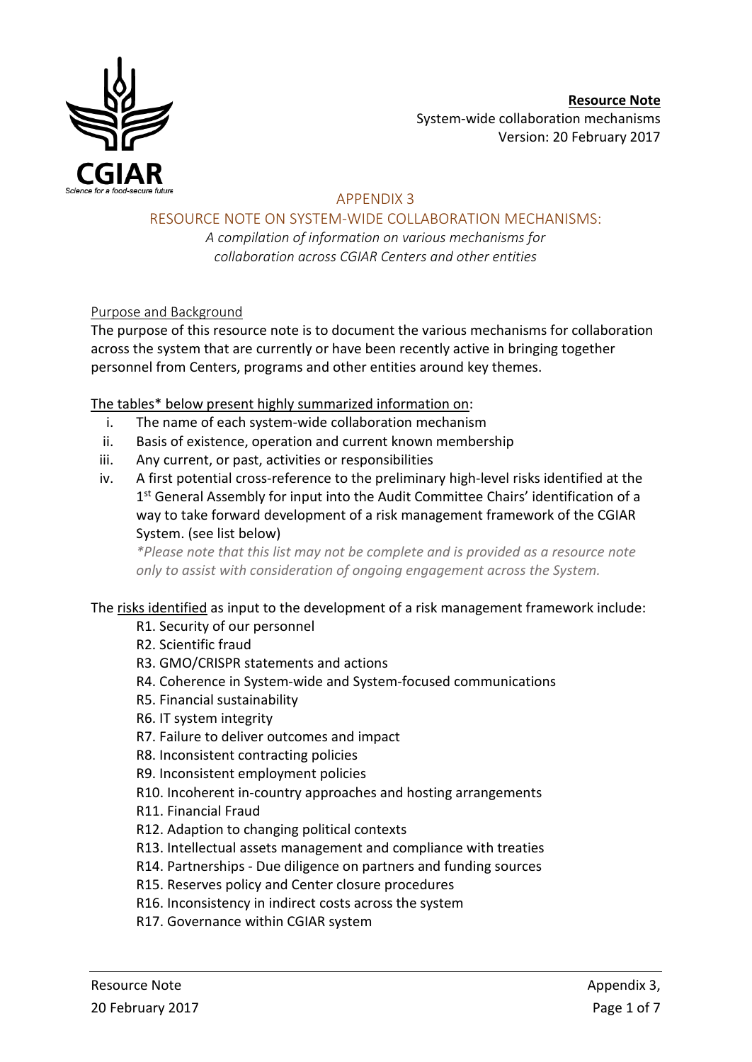**Resource Note**
System-wide collaboration mechanisms
Version: 20 February 2017

## APPENDIX 3

## RESOURCE NOTE ON SYSTEM-WIDE COLLABORATION MECHANISMS:

*A compilation of information on various mechanisms for collaboration across CGIAR Centers and other entities*

### Purpose and Background

The purpose of this resource note is to document the various mechanisms for collaboration across the system that are currently or have been recently active in bringing together personnel from Centers, programs and other entities around key themes.

The tables* below present highly summarized information on:

i. The name of each system-wide collaboration mechanism
ii. Basis of existence, operation and current known membership
iii. Any current, or past, activities or responsibilities
iv. A first potential cross-reference to the preliminary high-level risks identified at the 1st General Assembly for input into the Audit Committee Chairs' identification of a way to take forward development of a risk management framework of the CGIAR System. (see list below)

*\*Please note that this list may not be complete and is provided as a resource note only to assist with consideration of ongoing engagement across the System.*

The risks identified as input to the development of a risk management framework include:

- R1. Security of our personnel
- R2. Scientific fraud
- R3. GMO/CRISPR statements and actions
- R4. Coherence in System-wide and System-focused communications
- R5. Financial sustainability
- R6. IT system integrity
- R7. Failure to deliver outcomes and impact
- R8. Inconsistent contracting policies
- R9. Inconsistent employment policies
- R10. Incoherent in-country approaches and hosting arrangements
- R11. Financial Fraud
- R12. Adaption to changing political contexts
- R13. Intellectual assets management and compliance with treaties
- R14. Partnerships - Due diligence on partners and funding sources
- R15. Reserves policy and Center closure procedures
- R16. Inconsistency in indirect costs across the system
- R17. Governance within CGIAR system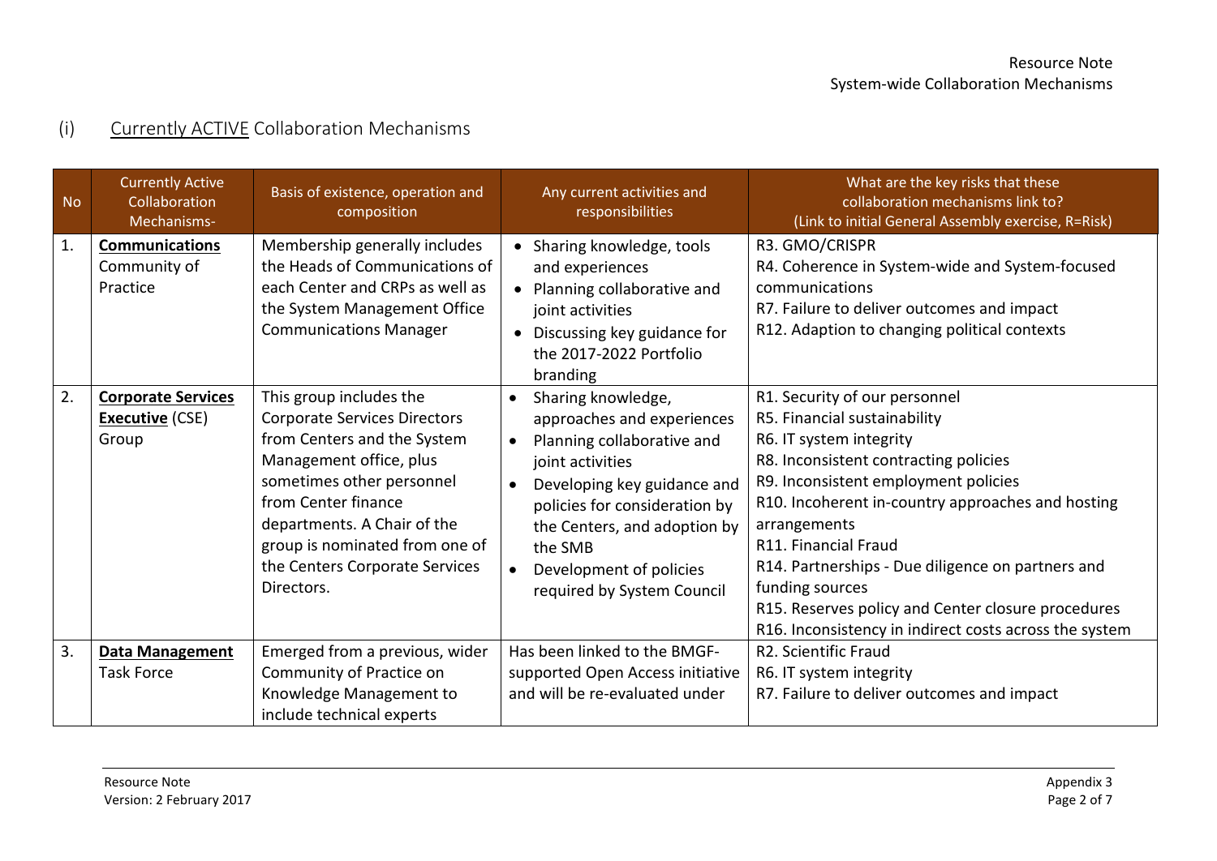## (i) Currently ACTIVE Collaboration Mechanisms

| No | Currently Active Collaboration Mechanisms- | Basis of existence, operation and composition | Any current activities and responsibilities | What are the key risks that these collaboration mechanisms link to? (Link to initial General Assembly exercise, R=Risk) |
|---|---|---|---|---|
| 1. | **Communications** Community of Practice | Membership generally includes the Heads of Communications of each Center and CRPs as well as the System Management Office Communications Manager | • Sharing knowledge, tools and experiences<br>• Planning collaborative and joint activities<br>• Discussing key guidance for the 2017-2022 Portfolio branding | R3. GMO/CRISPR<br>R4. Coherence in System-wide and System-focused communications<br>R7. Failure to deliver outcomes and impact<br>R12. Adaption to changing political contexts |
| 2. | **Corporate Services Executive** (CSE) Group | This group includes the Corporate Services Directors from Centers and the System Management office, plus sometimes other personnel from Center finance departments. A Chair of the group is nominated from one of the Centers Corporate Services Directors. | • Sharing knowledge, approaches and experiences<br>• Planning collaborative and joint activities<br>• Developing key guidance and policies for consideration by the Centers, and adoption by the SMB<br>• Development of policies required by System Council | R1. Security of our personnel<br>R5. Financial sustainability<br>R6. IT system integrity<br>R8. Inconsistent contracting policies<br>R9. Inconsistent employment policies<br>R10. Incoherent in-country approaches and hosting arrangements<br>R11. Financial Fraud<br>R14. Partnerships - Due diligence on partners and funding sources<br>R15. Reserves policy and Center closure procedures<br>R16. Inconsistency in indirect costs across the system |
| 3. | **Data Management** Task Force | Emerged from a previous, wider Community of Practice on Knowledge Management to include technical experts | Has been linked to the BMGF-supported Open Access initiative and will be re-evaluated under | R2. Scientific Fraud<br>R6. IT system integrity<br>R7. Failure to deliver outcomes and impact |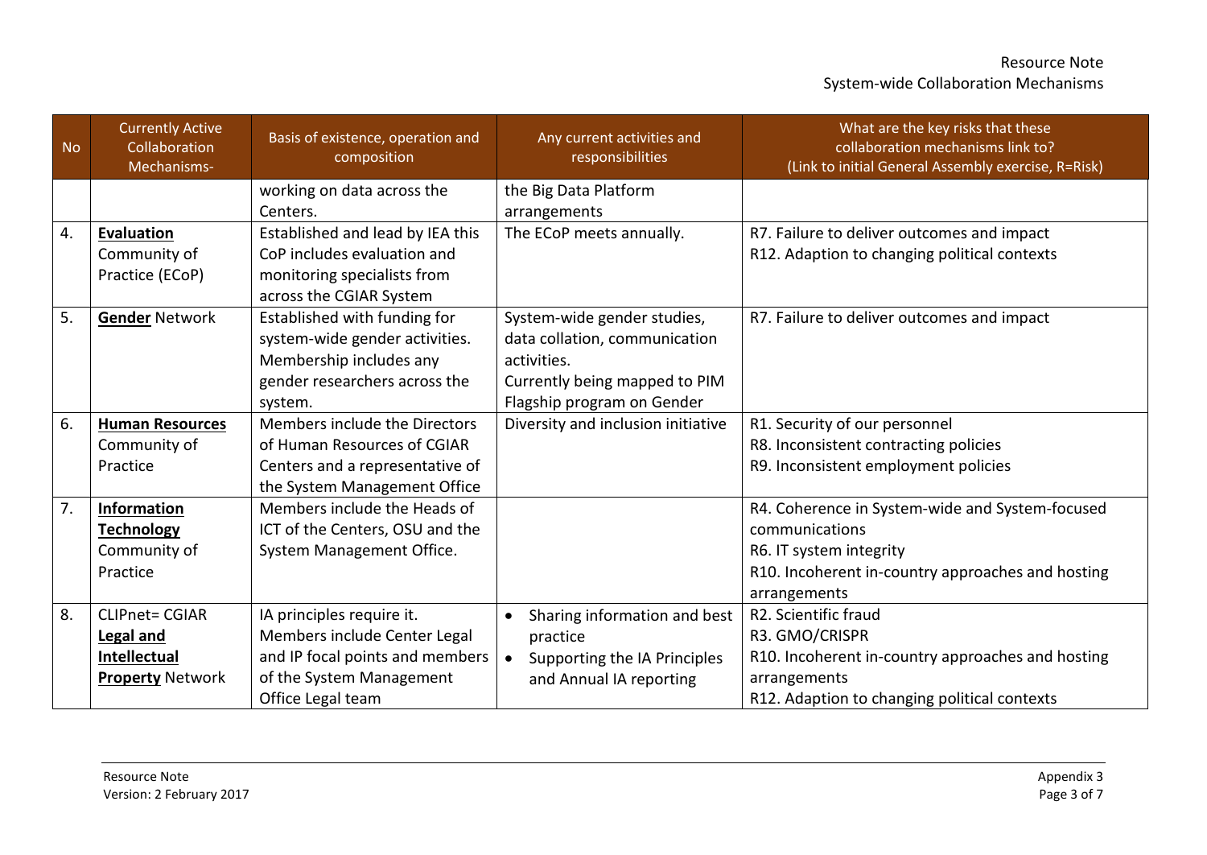| No | Currently Active Collaboration Mechanisms- | Basis of existence, operation and composition | Any current activities and responsibilities | What are the key risks that these collaboration mechanisms link to? (Link to initial General Assembly exercise, R=Risk) |
|---|---|---|---|---|
| | | working on data across the Centers. | the Big Data Platform arrangements | |
| 4. | **Evaluation** Community of Practice (ECoP) | Established and lead by IEA this CoP includes evaluation and monitoring specialists from across the CGIAR System | The ECoP meets annually. | R7. Failure to deliver outcomes and impact<br>R12. Adaption to changing political contexts |
| 5. | **Gender** Network | Established with funding for system-wide gender activities. Membership includes any gender researchers across the system. | System-wide gender studies, data collation, communication activities.<br>Currently being mapped to PIM Flagship program on Gender | R7. Failure to deliver outcomes and impact |
| 6. | **Human Resources** Community of Practice | Members include the Directors of Human Resources of CGIAR Centers and a representative of the System Management Office | Diversity and inclusion initiative | R1. Security of our personnel<br>R8. Inconsistent contracting policies<br>R9. Inconsistent employment policies |
| 7. | **Information Technology** Community of Practice | Members include the Heads of ICT of the Centers, OSU and the System Management Office. | | R4. Coherence in System-wide and System-focused communications<br>R6. IT system integrity<br>R10. Incoherent in-country approaches and hosting arrangements |
| 8. | CLIPnet= CGIAR **Legal and Intellectual Property** Network | IA principles require it. Members include Center Legal and IP focal points and members of the System Management Office Legal team | • Sharing information and best practice<br>• Supporting the IA Principles and Annual IA reporting | R2. Scientific fraud<br>R3. GMO/CRISPR<br>R10. Incoherent in-country approaches and hosting arrangements<br>R12. Adaption to changing political contexts |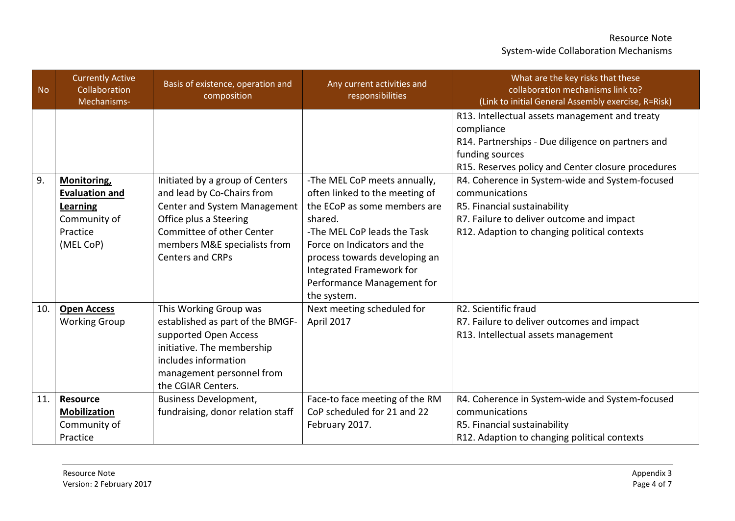| No | Currently Active Collaboration Mechanisms- | Basis of existence, operation and composition | Any current activities and responsibilities | What are the key risks that these collaboration mechanisms link to? (Link to initial General Assembly exercise, R=Risk) |
|---|---|---|---|---|
| | | | | R13. Intellectual assets management and treaty compliance<br>R14. Partnerships - Due diligence on partners and funding sources<br>R15. Reserves policy and Center closure procedures |
| 9. | **Monitoring, Evaluation and Learning** Community of Practice (MEL CoP) | Initiated by a group of Centers and lead by Co-Chairs from Center and System Management Office plus a Steering Committee of other Center members M&E specialists from Centers and CRPs | -The MEL CoP meets annually, often linked to the meeting of the ECoP as some members are shared.<br>-The MEL CoP leads the Task Force on Indicators and the process towards developing an Integrated Framework for Performance Management for the system. | R4. Coherence in System-wide and System-focused communications<br>R5. Financial sustainability<br>R7. Failure to deliver outcome and impact<br>R12. Adaption to changing political contexts |
| 10. | **Open Access** Working Group | This Working Group was established as part of the BMGF-supported Open Access initiative. The membership includes information management personnel from the CGIAR Centers. | Next meeting scheduled for April 2017 | R2. Scientific fraud<br>R7. Failure to deliver outcomes and impact<br>R13. Intellectual assets management |
| 11. | **Resource Mobilization** Community of Practice | Business Development, fundraising, donor relation staff | Face-to face meeting of the RM CoP scheduled for 21 and 22 February 2017. | R4. Coherence in System-wide and System-focused communications<br>R5. Financial sustainability<br>R12. Adaption to changing political contexts |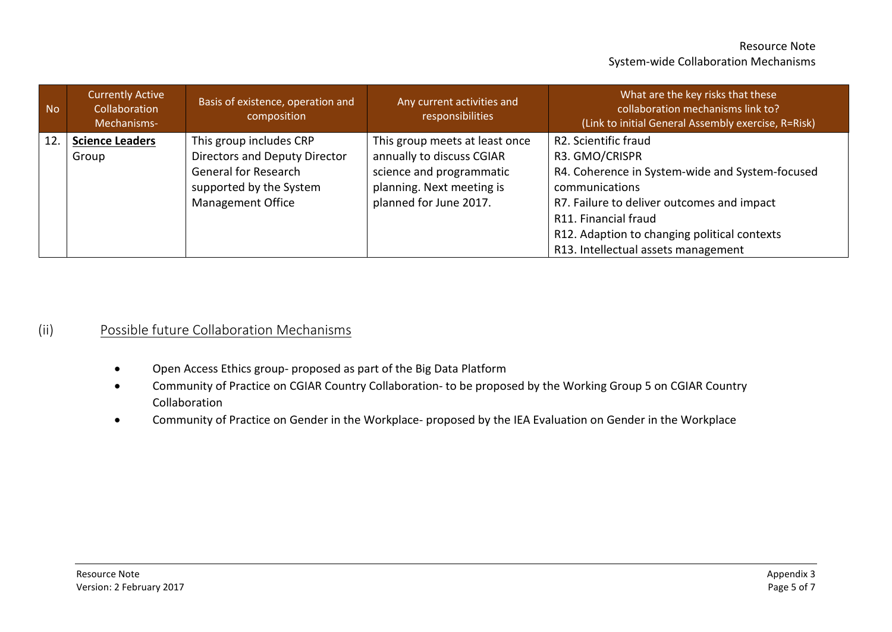| No | Currently Active Collaboration Mechanisms- | Basis of existence, operation and composition | Any current activities and responsibilities | What are the key risks that these collaboration mechanisms link to? (Link to initial General Assembly exercise, R=Risk) |
|---|---|---|---|---|
| 12. | **Science Leaders** Group | This group includes CRP Directors and Deputy Director General for Research supported by the System Management Office | This group meets at least once annually to discuss CGIAR science and programmatic planning. Next meeting is planned for June 2017. | R2. Scientific fraud<br>R3. GMO/CRISPR<br>R4. Coherence in System-wide and System-focused communications<br>R7. Failure to deliver outcomes and impact<br>R11. Financial fraud<br>R12. Adaption to changing political contexts<br>R13. Intellectual assets management |

## (ii) Possible future Collaboration Mechanisms

- Open Access Ethics group- proposed as part of the Big Data Platform
- Community of Practice on CGIAR Country Collaboration- to be proposed by the Working Group 5 on CGIAR Country Collaboration
- Community of Practice on Gender in the Workplace- proposed by the IEA Evaluation on Gender in the Workplace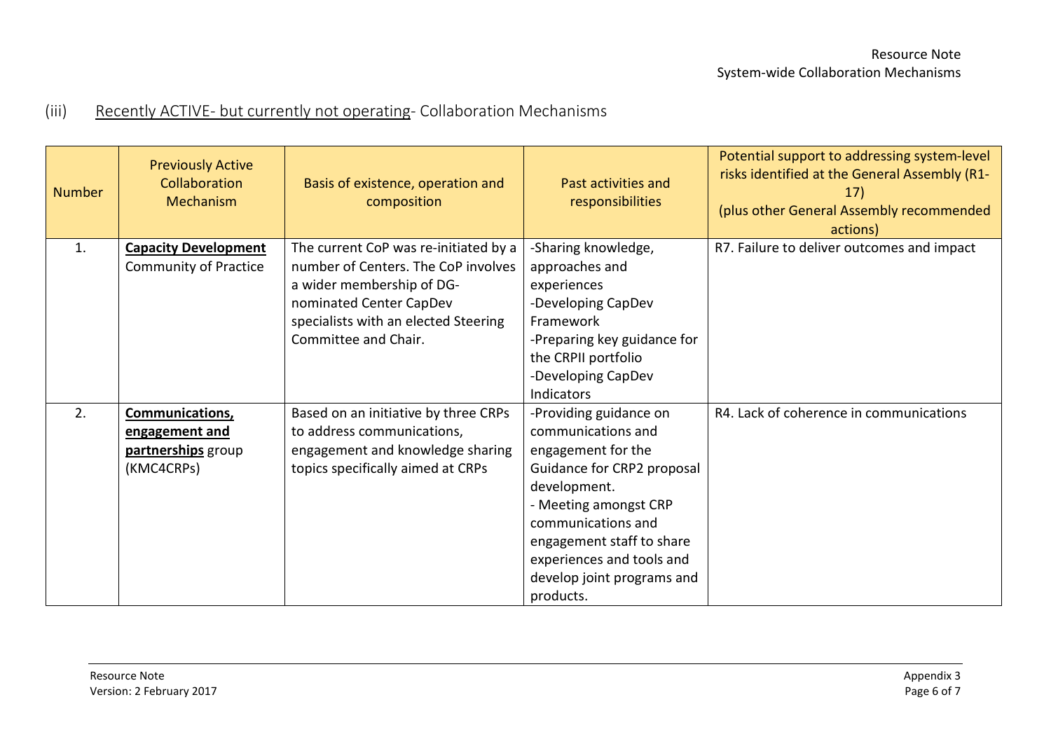## (iii) Recently ACTIVE- but currently not operating- Collaboration Mechanisms

| Number | Previously Active Collaboration Mechanism | Basis of existence, operation and composition | Past activities and responsibilities | Potential support to addressing system-level risks identified at the General Assembly (R1-17) (plus other General Assembly recommended actions) |
|---|---|---|---|---|
| 1. | **Capacity Development** Community of Practice | The current CoP was re-initiated by a number of Centers. The CoP involves a wider membership of DG-nominated Center CapDev specialists with an elected Steering Committee and Chair. | -Sharing knowledge, approaches and experiences<br>-Developing CapDev Framework<br>-Preparing key guidance for the CRPII portfolio<br>-Developing CapDev Indicators | R7. Failure to deliver outcomes and impact |
| 2. | **Communications, engagement and partnerships** group (KMC4CRPs) | Based on an initiative by three CRPs to address communications, engagement and knowledge sharing topics specifically aimed at CRPs | -Providing guidance on communications and engagement for the Guidance for CRP2 proposal development.<br>- Meeting amongst CRP communications and engagement staff to share experiences and tools and develop joint programs and products. | R4. Lack of coherence in communications |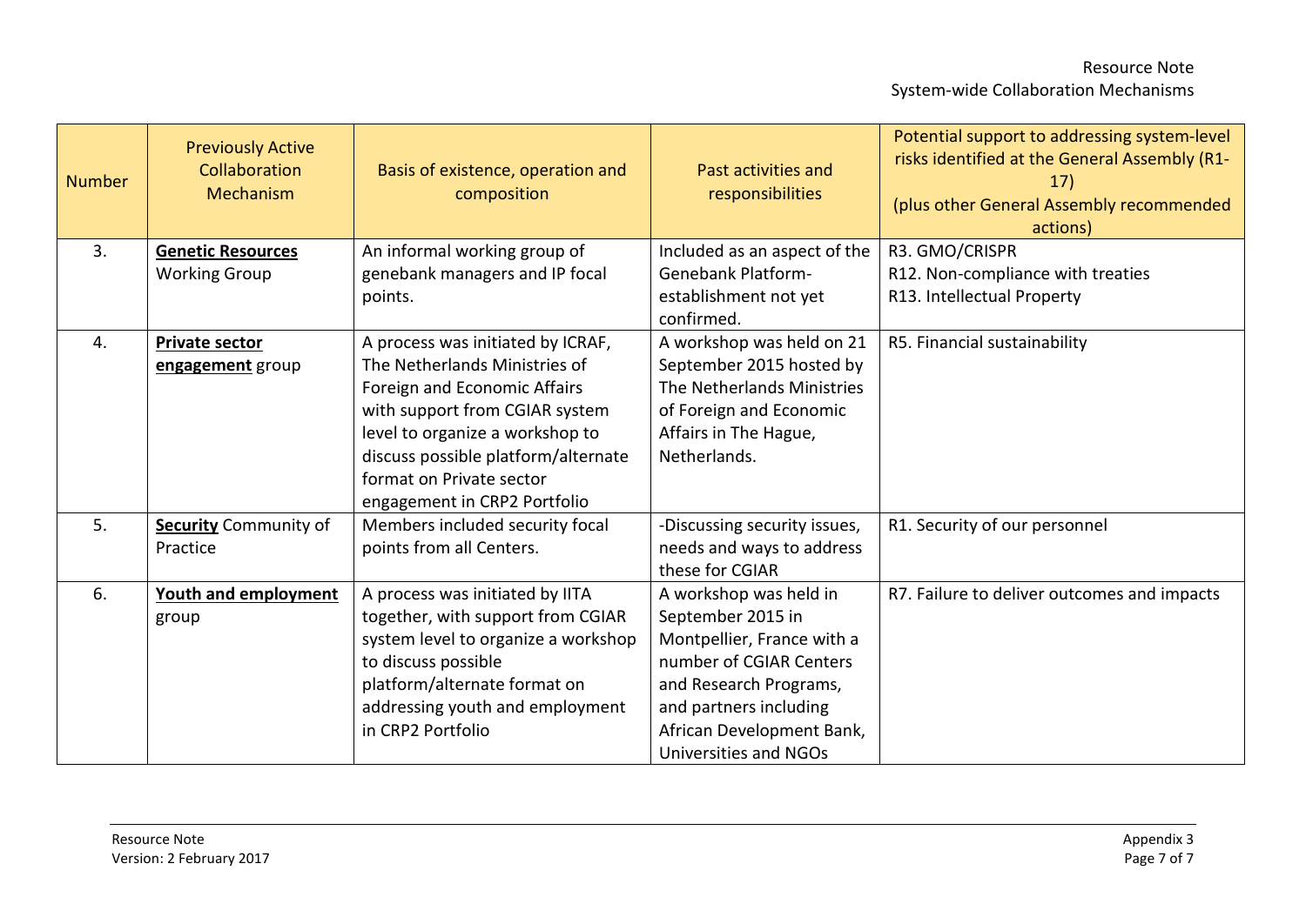| Number | Previously Active Collaboration Mechanism | Basis of existence, operation and composition | Past activities and responsibilities | Potential support to addressing system-level risks identified at the General Assembly (R1-17) (plus other General Assembly recommended actions) |
|---|---|---|---|---|
| 3. | **Genetic Resources** Working Group | An informal working group of genebank managers and IP focal points. | Included as an aspect of the Genebank Platform-establishment not yet confirmed. | R3. GMO/CRISPR<br>R12. Non-compliance with treaties<br>R13. Intellectual Property |
| 4. | **Private sector engagement** group | A process was initiated by ICRAF, The Netherlands Ministries of Foreign and Economic Affairs with support from CGIAR system level to organize a workshop to discuss possible platform/alternate format on Private sector engagement in CRP2 Portfolio | A workshop was held on 21 September 2015 hosted by The Netherlands Ministries of Foreign and Economic Affairs in The Hague, Netherlands. | R5. Financial sustainability |
| 5. | **Security** Community of Practice | Members included security focal points from all Centers. | -Discussing security issues, needs and ways to address these for CGIAR | R1. Security of our personnel |
| 6. | **Youth and employment** group | A process was initiated by IITA together, with support from CGIAR system level to organize a workshop to discuss possible platform/alternate format on addressing youth and employment in CRP2 Portfolio | A workshop was held in September 2015 in Montpellier, France with a number of CGIAR Centers and Research Programs, and partners including African Development Bank, Universities and NGOs | R7. Failure to deliver outcomes and impacts |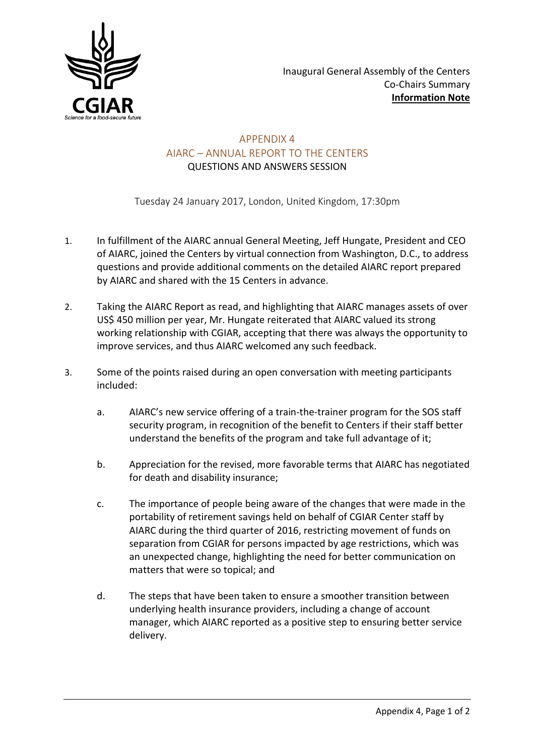Inaugural General Assembly of the Centers
Co-Chairs Summary
**Information Note**

## APPENDIX 4
## AIARC – ANNUAL REPORT TO THE CENTERS
### QUESTIONS AND ANSWERS SESSION

Tuesday 24 January 2017, London, United Kingdom, 17:30pm

1. In fulfillment of the AIARC annual General Meeting, Jeff Hungate, President and CEO of AIARC, joined the Centers by virtual connection from Washington, D.C., to address questions and provide additional comments on the detailed AIARC report prepared by AIARC and shared with the 15 Centers in advance.

2. Taking the AIARC Report as read, and highlighting that AIARC manages assets of over US$ 450 million per year, Mr. Hungate reiterated that AIARC valued its strong working relationship with CGIAR, accepting that there was always the opportunity to improve services, and thus AIARC welcomed any such feedback.

3. Some of the points raised during an open conversation with meeting participants included:

    a. AIARC's new service offering of a train-the-trainer program for the SOS staff security program, in recognition of the benefit to Centers if their staff better understand the benefits of the program and take full advantage of it;

    b. Appreciation for the revised, more favorable terms that AIARC has negotiated for death and disability insurance;

    c. The importance of people being aware of the changes that were made in the portability of retirement savings held on behalf of CGIAR Center staff by AIARC during the third quarter of 2016, restricting movement of funds on separation from CGIAR for persons impacted by age restrictions, which was an unexpected change, highlighting the need for better communication on matters that were so topical; and

    d. The steps that have been taken to ensure a smoother transition between underlying health insurance providers, including a change of account manager, which AIARC reported as a positive step to ensuring better service delivery.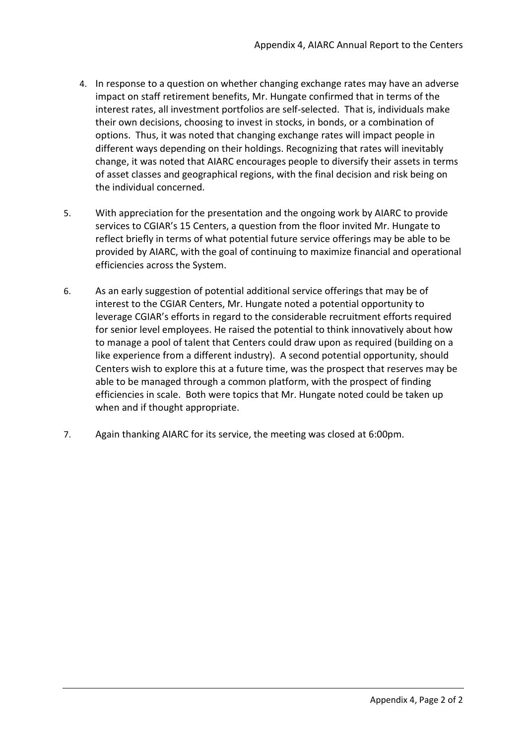4. In response to a question on whether changing exchange rates may have an adverse impact on staff retirement benefits, Mr. Hungate confirmed that in terms of the interest rates, all investment portfolios are self-selected. That is, individuals make their own decisions, choosing to invest in stocks, in bonds, or a combination of options. Thus, it was noted that changing exchange rates will impact people in different ways depending on their holdings. Recognizing that rates will inevitably change, it was noted that AIARC encourages people to diversify their assets in terms of asset classes and geographical regions, with the final decision and risk being on the individual concerned.

5. With appreciation for the presentation and the ongoing work by AIARC to provide services to CGIAR's 15 Centers, a question from the floor invited Mr. Hungate to reflect briefly in terms of what potential future service offerings may be able to be provided by AIARC, with the goal of continuing to maximize financial and operational efficiencies across the System.

6. As an early suggestion of potential additional service offerings that may be of interest to the CGIAR Centers, Mr. Hungate noted a potential opportunity to leverage CGIAR's efforts in regard to the considerable recruitment efforts required for senior level employees. He raised the potential to think innovatively about how to manage a pool of talent that Centers could draw upon as required (building on a like experience from a different industry). A second potential opportunity, should Centers wish to explore this at a future time, was the prospect that reserves may be able to be managed through a common platform, with the prospect of finding efficiencies in scale. Both were topics that Mr. Hungate noted could be taken up when and if thought appropriate.

7. Again thanking AIARC for its service, the meeting was closed at 6:00pm.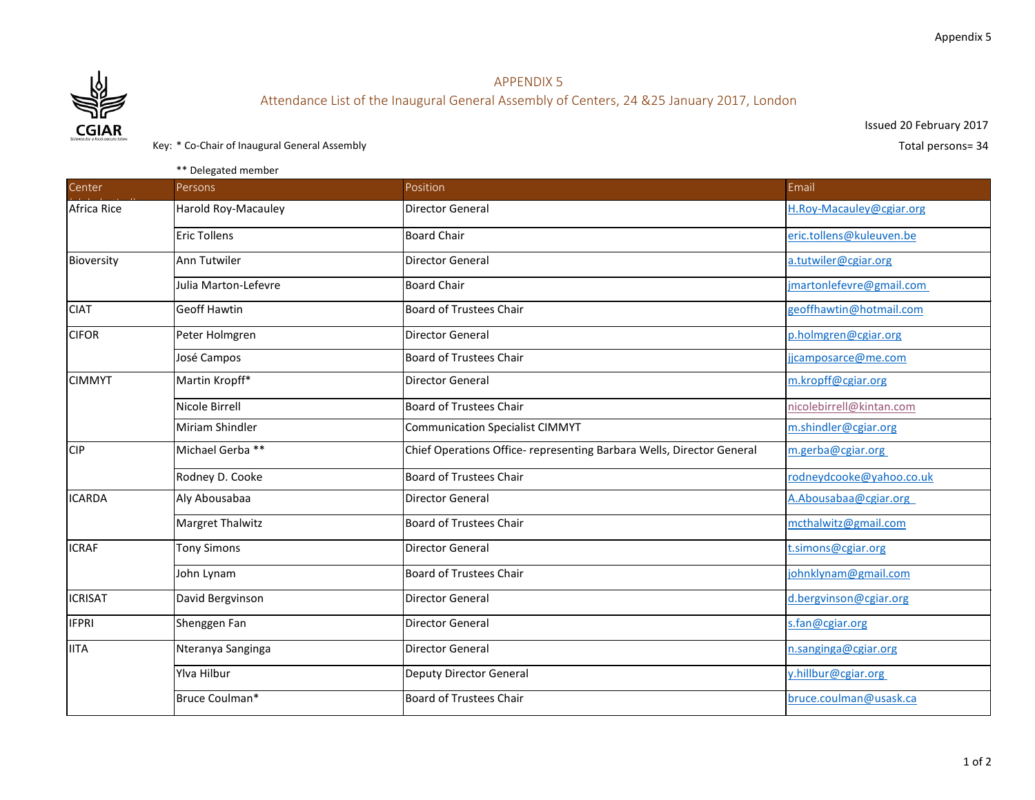Appendix 5

# APPENDIX 5

## Attendance List of the Inaugural General Assembly of Centers, 24 &25 January 2017, London

Issued 20 February 2017

Total persons= 34

Key: * Co-Chair of Inaugural General Assembly

** Delegated member

| Center | Persons | Position | Email |
|---|---|---|---|
| Africa Rice | Harold Roy-Macauley | Director General | H.Roy-Macauley@cgiar.org |
| | Eric Tollens | Board Chair | eric.tollens@kuleuven.be |
| Bioversity | Ann Tutwiler | Director General | a.tutwiler@cgiar.org |
| | Julia Marton-Lefevre | Board Chair | jmartonlefevre@gmail.com |
| CIAT | Geoff Hawtin | Board of Trustees Chair | geoffhawtin@hotmail.com |
| CIFOR | Peter Holmgren | Director General | p.holmgren@cgiar.org |
| | José Campos | Board of Trustees Chair | jjcamposarce@me.com |
| CIMMYT | Martin Kropff* | Director General | m.kropff@cgiar.org |
| | Nicole Birrell | Board of Trustees Chair | nicolebirrell@kintan.com |
| | Miriam Shindler | Communication Specialist CIMMYT | m.shindler@cgiar.org |
| CIP | Michael Gerba ** | Chief Operations Office- representing Barbara Wells, Director General | m.gerba@cgiar.org |
| | Rodney D. Cooke | Board of Trustees Chair | rodneydcooke@yahoo.co.uk |
| ICARDA | Aly Abousabaa | Director General | A.Abousabaa@cgiar.org |
| | Margret Thalwitz | Board of Trustees Chair | mcthalwitz@gmail.com |
| ICRAF | Tony Simons | Director General | t.simons@cgiar.org |
| | John Lynam | Board of Trustees Chair | johnklynam@gmail.com |
| ICRISAT | David Bergvinson | Director General | d.bergvinson@cgiar.org |
| IFPRI | Shenggen Fan | Director General | s.fan@cgiar.org |
| IITA | Nteranya Sanginga | Director General | n.sanginga@cgiar.org |
| | Ylva Hilbur | Deputy Director General | y.hillbur@cgiar.org |
| | Bruce Coulman* | Board of Trustees Chair | bruce.coulman@usask.ca |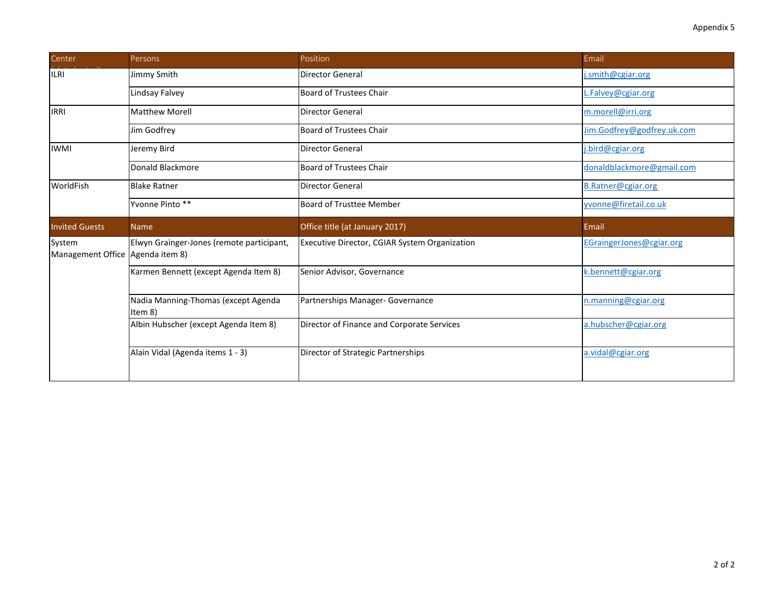Appendix 5

| Center | Persons | Position | Email |
|---|---|---|---|
| ILRI | Jimmy Smith | Director General | j.smith@cgiar.org |
| | Lindsay Falvey | Board of Trustees Chair | L.Falvey@cgiar.org |
| IRRI | Matthew Morell | Director General | m.morell@irri.org |
| | Jim Godfrey | Board of Trustees Chair | Jim.Godfrey@godfrey.uk.com |
| IWMI | Jeremy Bird | Director General | j.bird@cgiar.org |
| | Donald Blackmore | Board of Trustees Chair | donaldblackmore@gmail.com |
| WorldFish | Blake Ratner | Director General | B.Ratner@cgiar.org |
| | Yvonne Pinto ** | Board of Trusttee Member | yvonne@firetail.co.uk |
| **Invited Guests** | **Name** | **Office title (at January 2017)** | **Email** |
| System Management Office | Elwyn Grainger-Jones (remote participant, Agenda item 8) | Executive Director, CGIAR System Organization | EGraingerJones@cgiar.org |
| | Karmen Bennett (except Agenda Item 8) | Senior Advisor, Governance | k.bennett@cgiar.org |
| | Nadia Manning-Thomas (except Agenda Item 8) | Partnerships Manager- Governance | n.manning@cgiar.org |
| | Albin Hubscher (except Agenda Item 8) | Director of Finance and Corporate Services | a.hubscher@cgiar.org |
| | Alain Vidal (Agenda items 1 - 3) | Director of Strategic Partnerships | a.vidal@cgiar.org |